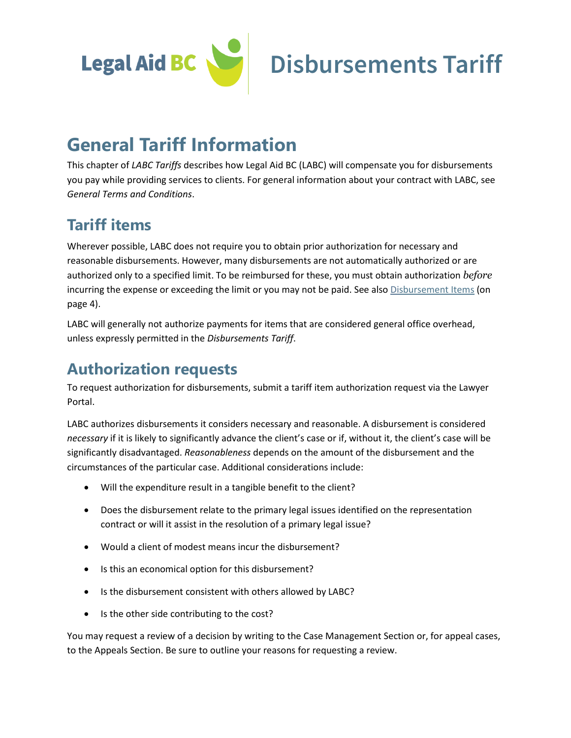Legal Aid BC

# Disbursements Tariff

# General Tariff Information

This chapter of *LABC Tariffs* describes how Legal Aid BC (LABC) will compensate you for disbursements you pay while providing services to clients. For general information about your contract with LABC, see *General Terms and Conditions*.

## Tariff items

Wherever possible, LABC does not require you to obtain prior authorization for necessary and reasonable disbursements. However, many disbursements are not automatically authorized or are authorized only to a specified limit. To be reimbursed for these, you must obtain authorization *before* incurring the expense or exceeding the limit or you may not be paid. See also Disbursement Items (on page 4).

LABC will generally not authorize payments for items that are considered general office overhead, unless expressly permitted in the *Disbursements Tariff*.

## Authorization requests

To request authorization for disbursements, submit a tariff item authorization request via the Lawyer Portal.

LABC authorizes disbursements it considers necessary and reasonable. A disbursement is considered *necessary* if it is likely to significantly advance the client's case or if, without it, the client's case will be significantly disadvantaged. *Reasonableness* depends on the amount of the disbursement and the circumstances of the particular case. Additional considerations include:

- Will the expenditure result in a tangible benefit to the client?
- Does the disbursement relate to the primary legal issues identified on the representation contract or will it assist in the resolution of a primary legal issue?
- Would a client of modest means incur the disbursement?
- Is this an economical option for this disbursement?
- Is the disbursement consistent with others allowed by LABC?
- Is the other side contributing to the cost?

You may request a review of a decision by writing to the Case Management Section or, for appeal cases, to the Appeals Section. Be sure to outline your reasons for requesting a review.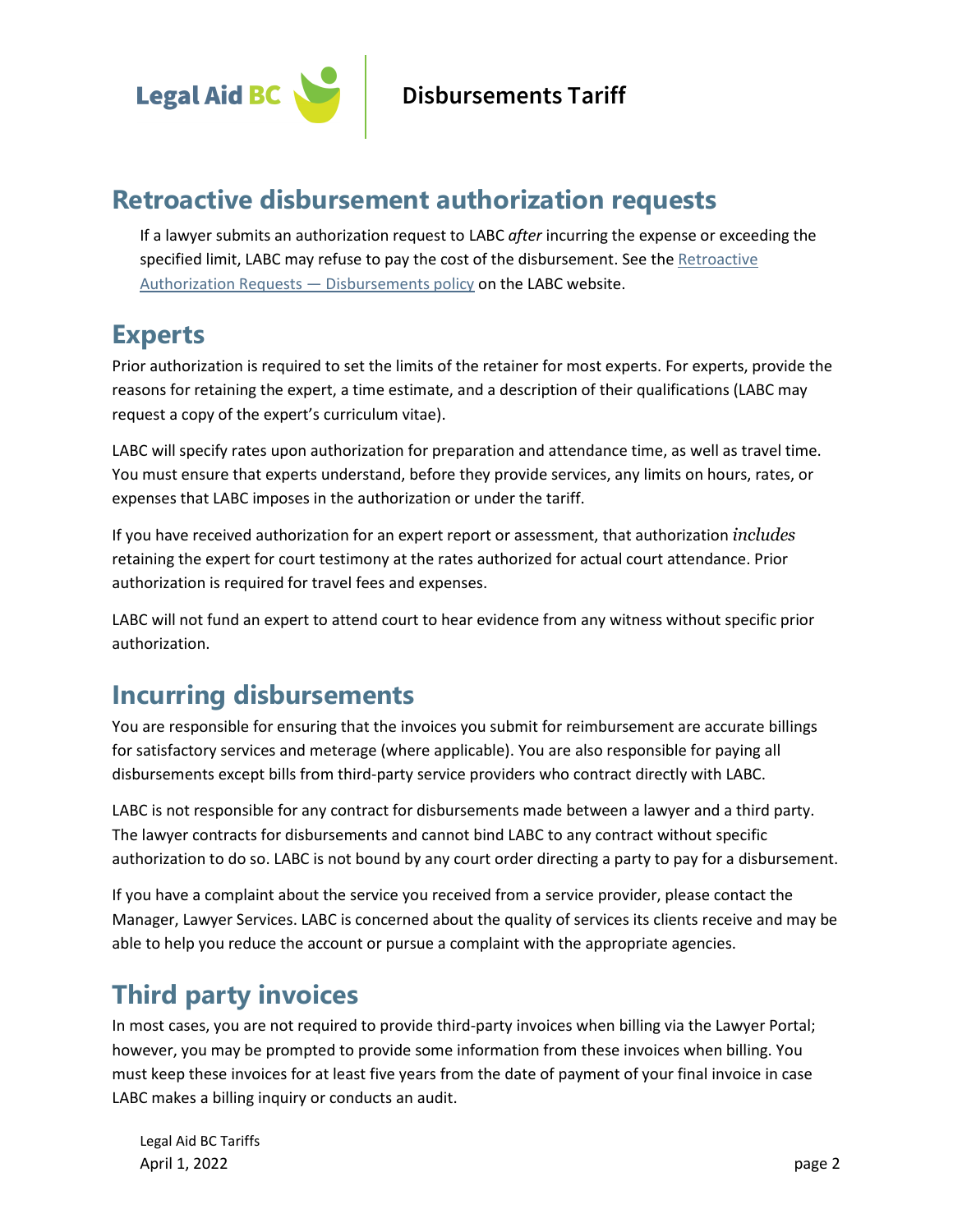## Retroactive disbursement authorization requests

If a lawyer submits an authorization request to LABC *after* incurring the expense or exceeding the specified limit, LABC may refuse to pay the cost of the disbursement. See the [Retroactive Authorization Requests — Disbursements policy]() on the LABC website.

## Experts

Prior authorization is required to set the limits of the retainer for most experts. For experts, provide the reasons for retaining the expert, a time estimate, and a description of their qualifications (LABC may request a copy of the expert's curriculum vitae).

LABC will specify rates upon authorization for preparation and attendance time, as well as travel time. You must ensure that experts understand, before they provide services, any limits on hours, rates, or expenses that LABC imposes in the authorization or under the tariff.

If you have received authorization for an expert report or assessment, that authorization *includes* retaining the expert for court testimony at the rates authorized for actual court attendance. Prior authorization is required for travel fees and expenses.

LABC will not fund an expert to attend court to hear evidence from any witness without specific prior authorization.

## Incurring disbursements

You are responsible for ensuring that the invoices you submit for reimbursement are accurate billings for satisfactory services and meterage (where applicable). You are also responsible for paying all disbursements except bills from third-party service providers who contract directly with LABC.

LABC is not responsible for any contract for disbursements made between a lawyer and a third party. The lawyer contracts for disbursements and cannot bind LABC to any contract without specific authorization to do so. LABC is not bound by any court order directing a party to pay for a disbursement.

If you have a complaint about the service you received from a service provider, please contact the Manager, Lawyer Services. LABC is concerned about the quality of services its clients receive and may be able to help you reduce the account or pursue a complaint with the appropriate agencies.

## Third party invoices

In most cases, you are not required to provide third-party invoices when billing via the Lawyer Portal; however, you may be prompted to provide some information from these invoices when billing. You must keep these invoices for at least five years from the date of payment of your final invoice in case LABC makes a billing inquiry or conducts an audit.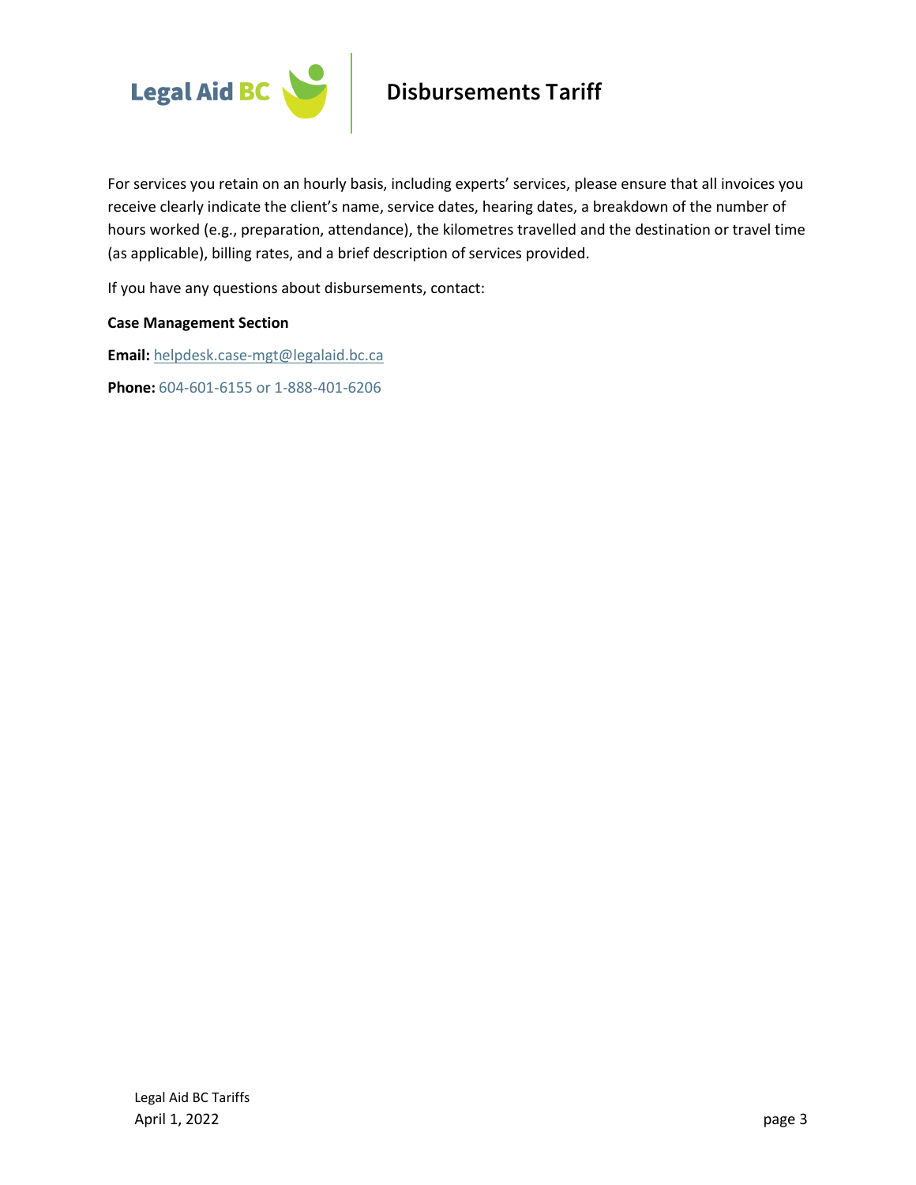For services you retain on an hourly basis, including experts' services, please ensure that all invoices you receive clearly indicate the client's name, service dates, hearing dates, a breakdown of the number of hours worked (e.g., preparation, attendance), the kilometres travelled and the destination or travel time (as applicable), billing rates, and a brief description of services provided.

If you have any questions about disbursements, contact:

**Case Management Section**

**Email:** helpdesk.case-mgt@legalaid.bc.ca

**Phone:** 604-601-6155 or 1-888-401-6206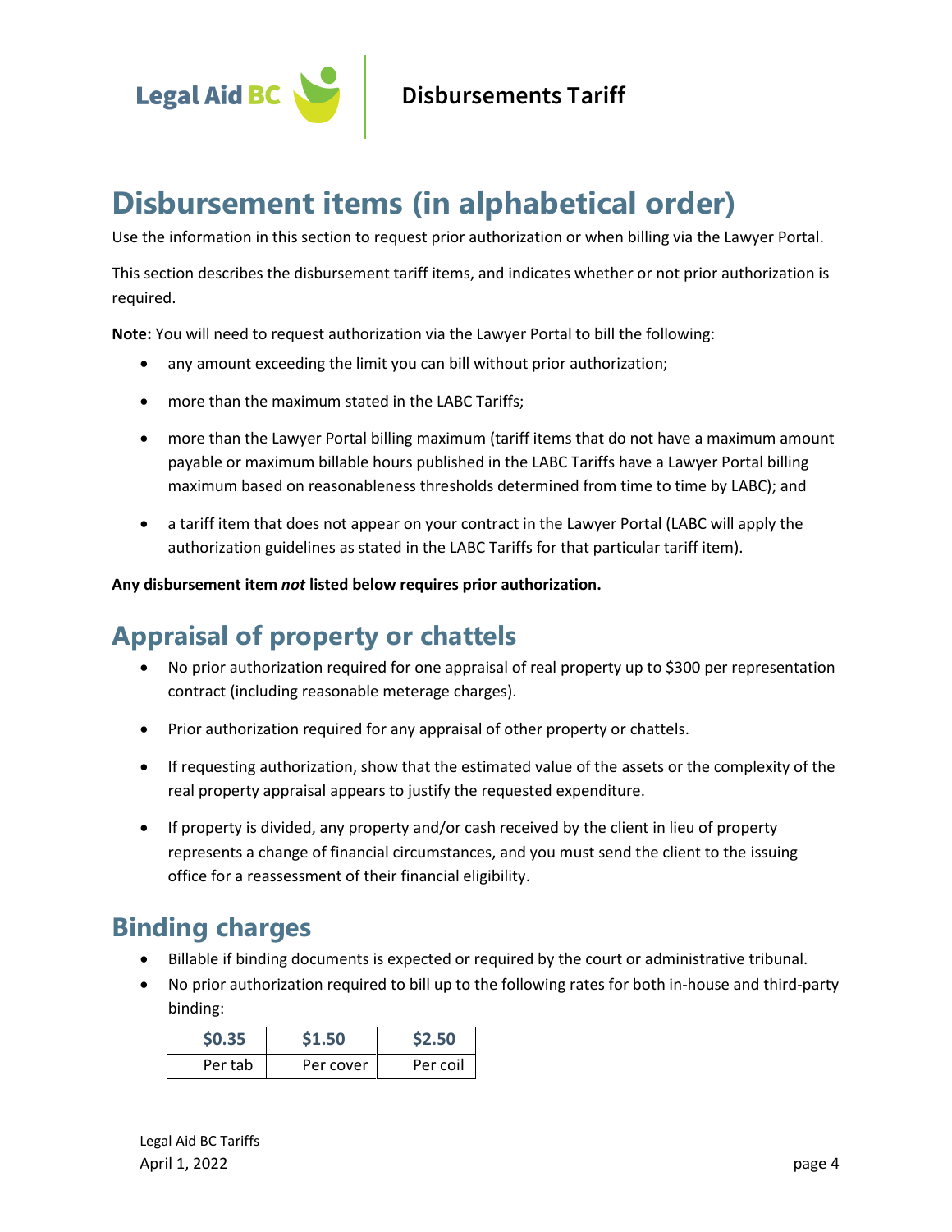# Disbursement items (in alphabetical order)

Use the information in this section to request prior authorization or when billing via the Lawyer Portal.

This section describes the disbursement tariff items, and indicates whether or not prior authorization is required.

**Note:** You will need to request authorization via the Lawyer Portal to bill the following:

- any amount exceeding the limit you can bill without prior authorization;
- more than the maximum stated in the LABC Tariffs;
- more than the Lawyer Portal billing maximum (tariff items that do not have a maximum amount payable or maximum billable hours published in the LABC Tariffs have a Lawyer Portal billing maximum based on reasonableness thresholds determined from time to time by LABC); and
- a tariff item that does not appear on your contract in the Lawyer Portal (LABC will apply the authorization guidelines as stated in the LABC Tariffs for that particular tariff item).

**Any disbursement item *not* listed below requires prior authorization.**

## Appraisal of property or chattels

- No prior authorization required for one appraisal of real property up to $300 per representation contract (including reasonable meterage charges).
- Prior authorization required for any appraisal of other property or chattels.
- If requesting authorization, show that the estimated value of the assets or the complexity of the real property appraisal appears to justify the requested expenditure.
- If property is divided, any property and/or cash received by the client in lieu of property represents a change of financial circumstances, and you must send the client to the issuing office for a reassessment of their financial eligibility.

## Binding charges

- Billable if binding documents is expected or required by the court or administrative tribunal.
- No prior authorization required to bill up to the following rates for both in-house and third-party binding:

| $0.35 | $1.50 | $2.50 |
|---|---|---|
| Per tab | Per cover | Per coil |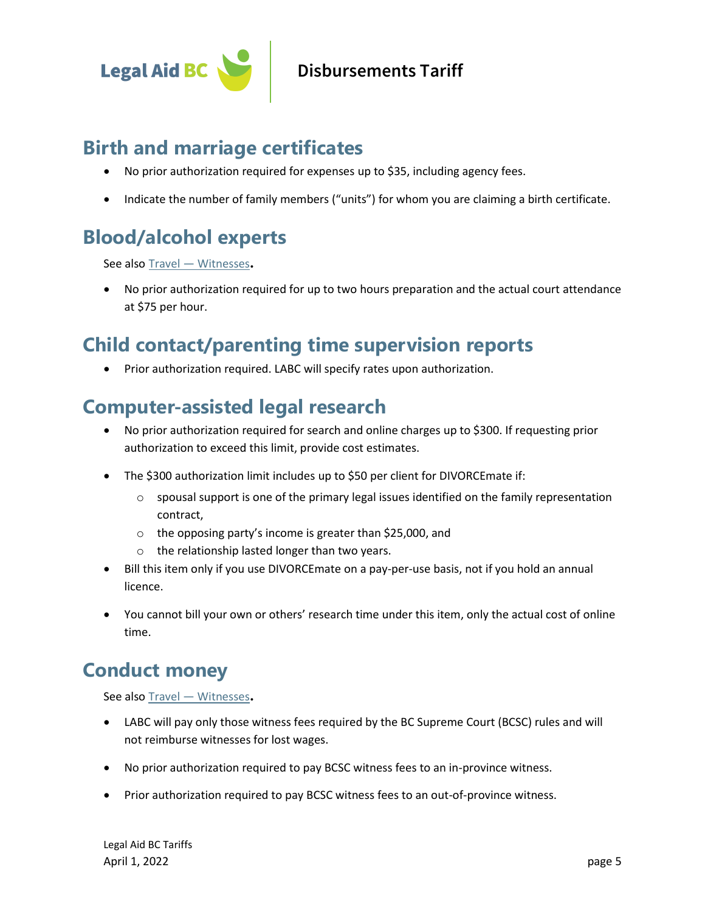## Birth and marriage certificates

- No prior authorization required for expenses up to $35, including agency fees.
- Indicate the number of family members ("units") for whom you are claiming a birth certificate.

## Blood/alcohol experts

See also Travel — Witnesses.

- No prior authorization required for up to two hours preparation and the actual court attendance at $75 per hour.

## Child contact/parenting time supervision reports

- Prior authorization required. LABC will specify rates upon authorization.

## Computer-assisted legal research

- No prior authorization required for search and online charges up to $300. If requesting prior authorization to exceed this limit, provide cost estimates.
- The $300 authorization limit includes up to $50 per client for DIVORCEmate if:
    - spousal support is one of the primary legal issues identified on the family representation contract,
    - the opposing party's income is greater than $25,000, and
    - the relationship lasted longer than two years.
- Bill this item only if you use DIVORCEmate on a pay-per-use basis, not if you hold an annual licence.
- You cannot bill your own or others' research time under this item, only the actual cost of online time.

## Conduct money

See also Travel — Witnesses.

- LABC will pay only those witness fees required by the BC Supreme Court (BCSC) rules and will not reimburse witnesses for lost wages.
- No prior authorization required to pay BCSC witness fees to an in-province witness.
- Prior authorization required to pay BCSC witness fees to an out-of-province witness.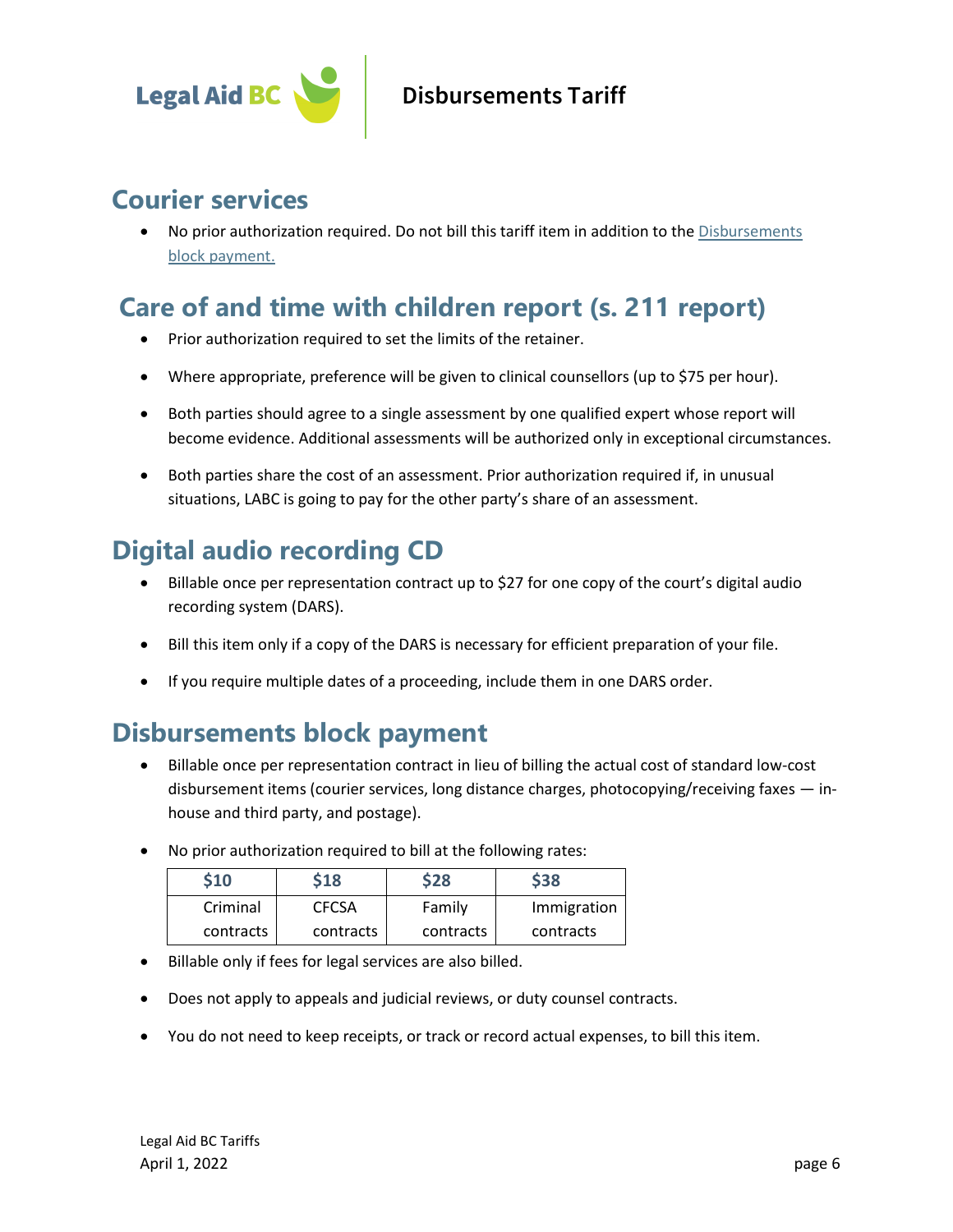## Courier services

- No prior authorization required. Do not bill this tariff item in addition to the Disbursements block payment.

## Care of and time with children report (s. 211 report)

- Prior authorization required to set the limits of the retainer.
- Where appropriate, preference will be given to clinical counsellors (up to $75 per hour).
- Both parties should agree to a single assessment by one qualified expert whose report will become evidence. Additional assessments will be authorized only in exceptional circumstances.
- Both parties share the cost of an assessment. Prior authorization required if, in unusual situations, LABC is going to pay for the other party's share of an assessment.

## Digital audio recording CD

- Billable once per representation contract up to $27 for one copy of the court's digital audio recording system (DARS).
- Bill this item only if a copy of the DARS is necessary for efficient preparation of your file.
- If you require multiple dates of a proceeding, include them in one DARS order.

## Disbursements block payment

- Billable once per representation contract in lieu of billing the actual cost of standard low-cost disbursement items (courier services, long distance charges, photocopying/receiving faxes — in-house and third party, and postage).
- No prior authorization required to bill at the following rates:

| $10 | $18 | $28 | $38 |
|---|---|---|---|
| Criminal contracts | CFCSA contracts | Family contracts | Immigration contracts |

- Billable only if fees for legal services are also billed.
- Does not apply to appeals and judicial reviews, or duty counsel contracts.
- You do not need to keep receipts, or track or record actual expenses, to bill this item.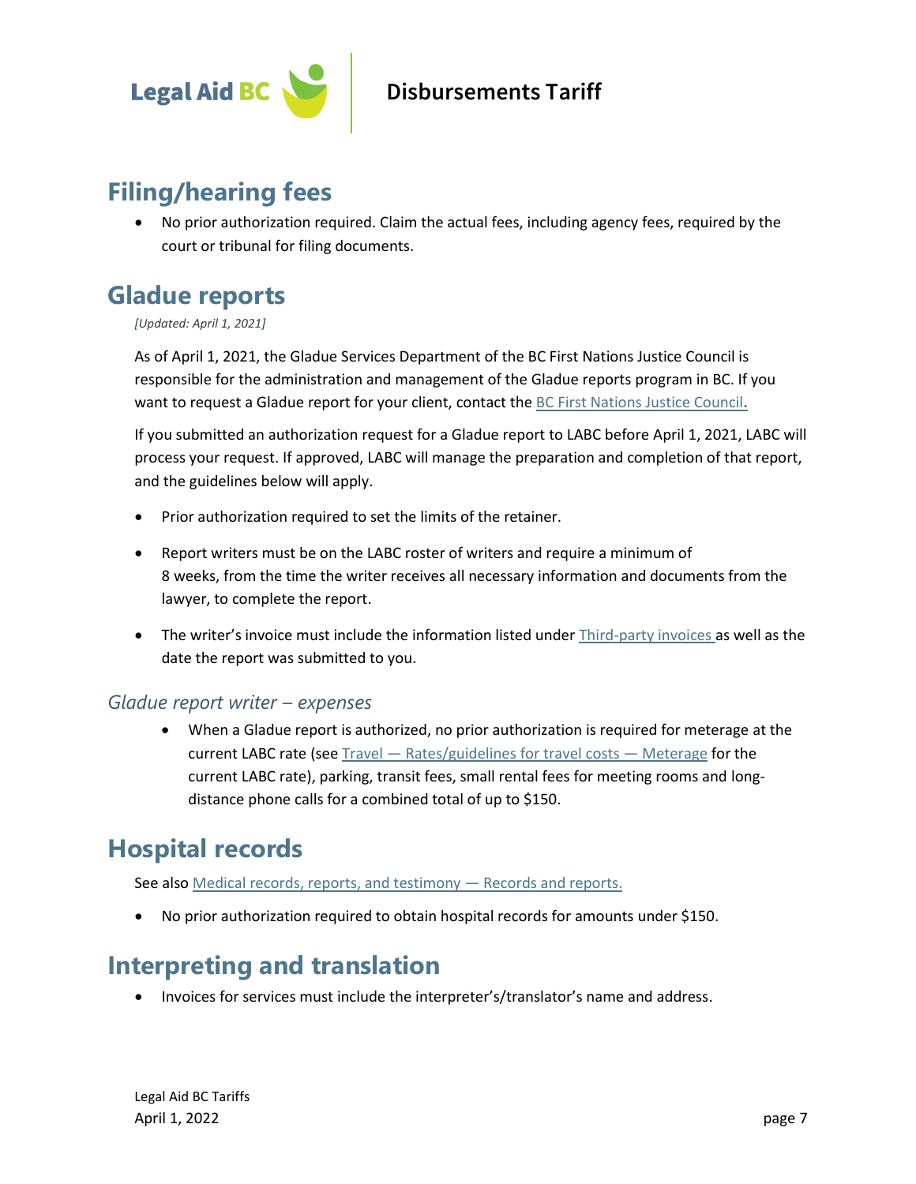## Filing/hearing fees

- No prior authorization required. Claim the actual fees, including agency fees, required by the court or tribunal for filing documents.

## Gladue reports

*[Updated: April 1, 2021]*

As of April 1, 2021, the Gladue Services Department of the BC First Nations Justice Council is responsible for the administration and management of the Gladue reports program in BC. If you want to request a Gladue report for your client, contact the BC First Nations Justice Council.

If you submitted an authorization request for a Gladue report to LABC before April 1, 2021, LABC will process your request. If approved, LABC will manage the preparation and completion of that report, and the guidelines below will apply.

- Prior authorization required to set the limits of the retainer.
- Report writers must be on the LABC roster of writers and require a minimum of 8 weeks, from the time the writer receives all necessary information and documents from the lawyer, to complete the report.
- The writer's invoice must include the information listed under Third-party invoices as well as the date the report was submitted to you.

### *Gladue report writer – expenses*

- When a Gladue report is authorized, no prior authorization is required for meterage at the current LABC rate (see Travel — Rates/guidelines for travel costs — Meterage for the current LABC rate), parking, transit fees, small rental fees for meeting rooms and long-distance phone calls for a combined total of up to $150.

## Hospital records

See also Medical records, reports, and testimony — Records and reports.

- No prior authorization required to obtain hospital records for amounts under $150.

## Interpreting and translation

- Invoices for services must include the interpreter's/translator's name and address.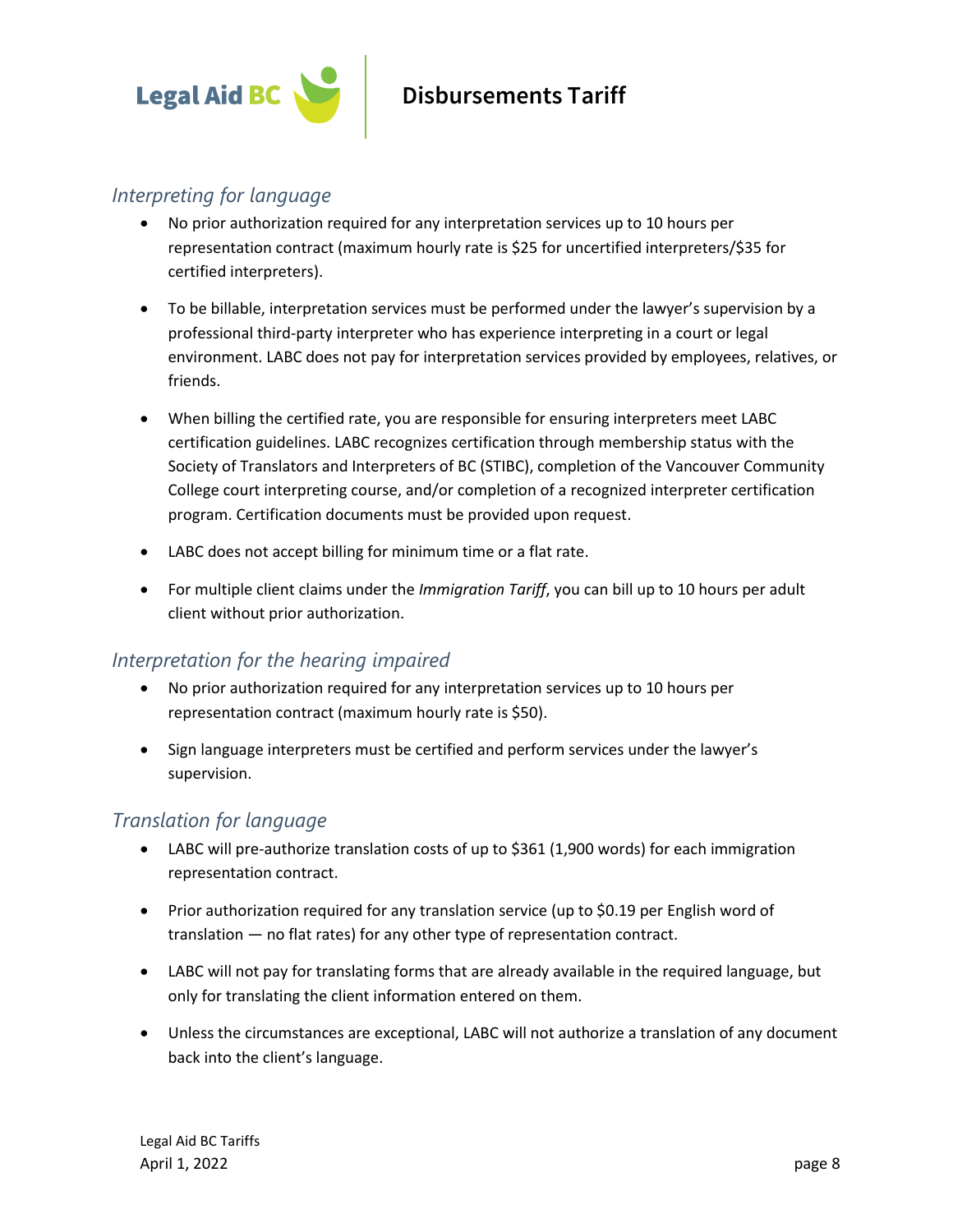## *Interpreting for language*

- No prior authorization required for any interpretation services up to 10 hours per representation contract (maximum hourly rate is $25 for uncertified interpreters/$35 for certified interpreters).
- To be billable, interpretation services must be performed under the lawyer's supervision by a professional third-party interpreter who has experience interpreting in a court or legal environment. LABC does not pay for interpretation services provided by employees, relatives, or friends.
- When billing the certified rate, you are responsible for ensuring interpreters meet LABC certification guidelines. LABC recognizes certification through membership status with the Society of Translators and Interpreters of BC (STIBC), completion of the Vancouver Community College court interpreting course, and/or completion of a recognized interpreter certification program. Certification documents must be provided upon request.
- LABC does not accept billing for minimum time or a flat rate.
- For multiple client claims under the *Immigration Tariff*, you can bill up to 10 hours per adult client without prior authorization.

## *Interpretation for the hearing impaired*

- No prior authorization required for any interpretation services up to 10 hours per representation contract (maximum hourly rate is $50).
- Sign language interpreters must be certified and perform services under the lawyer's supervision.

## *Translation for language*

- LABC will pre-authorize translation costs of up to $361 (1,900 words) for each immigration representation contract.
- Prior authorization required for any translation service (up to $0.19 per English word of translation — no flat rates) for any other type of representation contract.
- LABC will not pay for translating forms that are already available in the required language, but only for translating the client information entered on them.
- Unless the circumstances are exceptional, LABC will not authorize a translation of any document back into the client's language.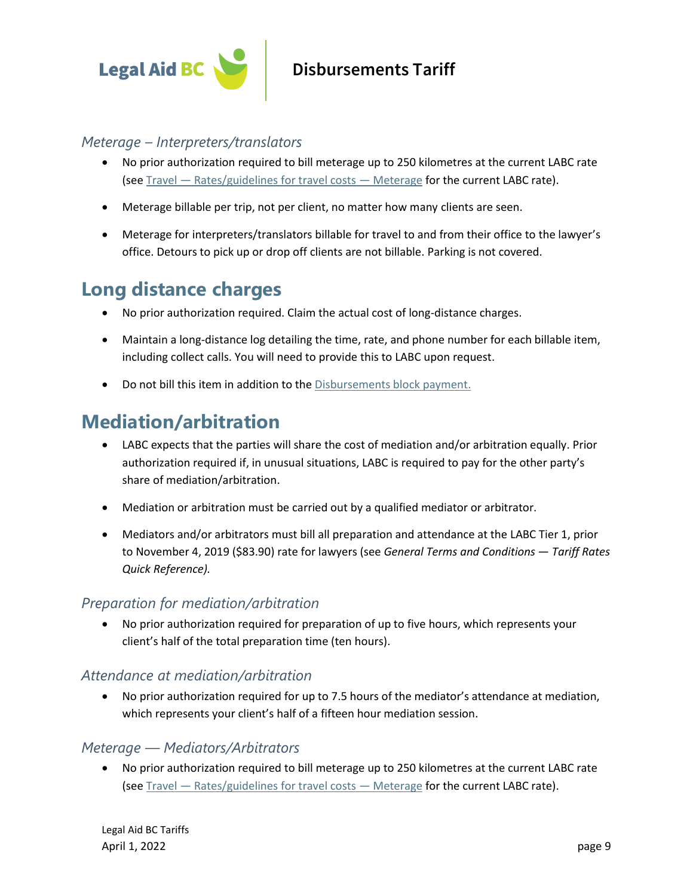### *Meterage – Interpreters/translators*

- No prior authorization required to bill meterage up to 250 kilometres at the current LABC rate (see Travel — Rates/guidelines for travel costs — Meterage for the current LABC rate).
- Meterage billable per trip, not per client, no matter how many clients are seen.
- Meterage for interpreters/translators billable for travel to and from their office to the lawyer's office. Detours to pick up or drop off clients are not billable. Parking is not covered.

## Long distance charges

- No prior authorization required. Claim the actual cost of long-distance charges.
- Maintain a long-distance log detailing the time, rate, and phone number for each billable item, including collect calls. You will need to provide this to LABC upon request.
- Do not bill this item in addition to the Disbursements block payment.

## Mediation/arbitration

- LABC expects that the parties will share the cost of mediation and/or arbitration equally. Prior authorization required if, in unusual situations, LABC is required to pay for the other party's share of mediation/arbitration.
- Mediation or arbitration must be carried out by a qualified mediator or arbitrator.
- Mediators and/or arbitrators must bill all preparation and attendance at the LABC Tier 1, prior to November 4, 2019 ($83.90) rate for lawyers (see *General Terms and Conditions — Tariff Rates Quick Reference).*

### *Preparation for mediation/arbitration*

- No prior authorization required for preparation of up to five hours, which represents your client's half of the total preparation time (ten hours).

### *Attendance at mediation/arbitration*

- No prior authorization required for up to 7.5 hours of the mediator's attendance at mediation, which represents your client's half of a fifteen hour mediation session.

### *Meterage — Mediators/Arbitrators*

- No prior authorization required to bill meterage up to 250 kilometres at the current LABC rate (see Travel — Rates/guidelines for travel costs — Meterage for the current LABC rate).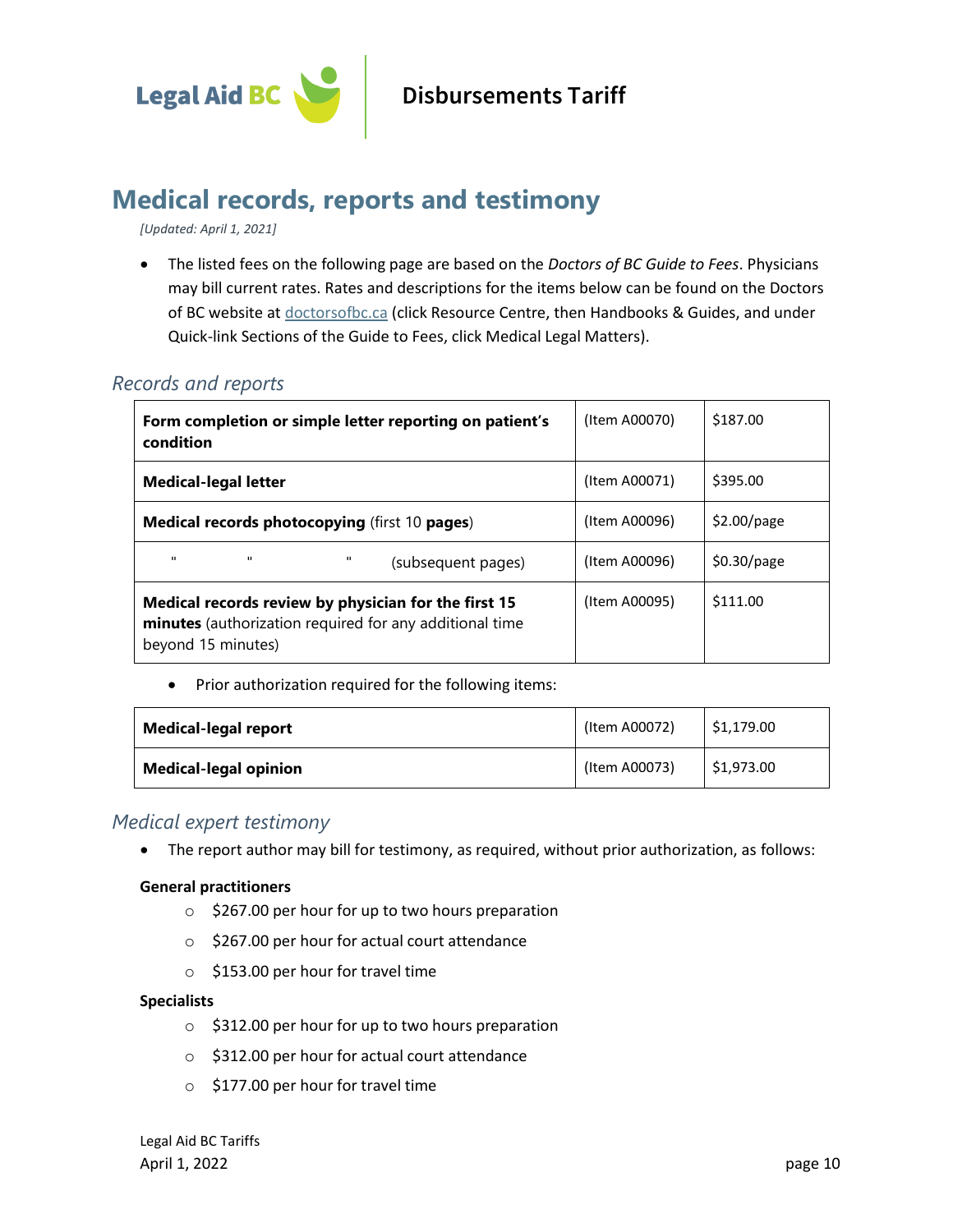# Medical records, reports and testimony

*[Updated: April 1, 2021]*

- The listed fees on the following page are based on the *Doctors of BC Guide to Fees*. Physicians may bill current rates. Rates and descriptions for the items below can be found on the Doctors of BC website at doctorsofbc.ca (click Resource Centre, then Handbooks & Guides, and under Quick-link Sections of the Guide to Fees, click Medical Legal Matters).

## *Records and reports*

| | | |
|---|---|---|
| **Form completion or simple letter reporting on patient's condition** | (Item A00070) | $187.00 |
| **Medical-legal letter** | (Item A00071) | $395.00 |
| **Medical records photocopying** (first 10 **pages**) | (Item A00096) | $2.00/page |
| " " " (subsequent pages) | (Item A00096) | $0.30/page |
| **Medical records review by physician for the first 15 minutes** (authorization required for any additional time beyond 15 minutes) | (Item A00095) | $111.00 |

- Prior authorization required for the following items:

| | | |
|---|---|---|
| **Medical-legal report** | (Item A00072) | $1,179.00 |
| **Medical-legal opinion** | (Item A00073) | $1,973.00 |

## *Medical expert testimony*

- The report author may bill for testimony, as required, without prior authorization, as follows:

**General practitioners**

- $267.00 per hour for up to two hours preparation
- $267.00 per hour for actual court attendance
- $153.00 per hour for travel time

**Specialists**

- $312.00 per hour for up to two hours preparation
- $312.00 per hour for actual court attendance
- $177.00 per hour for travel time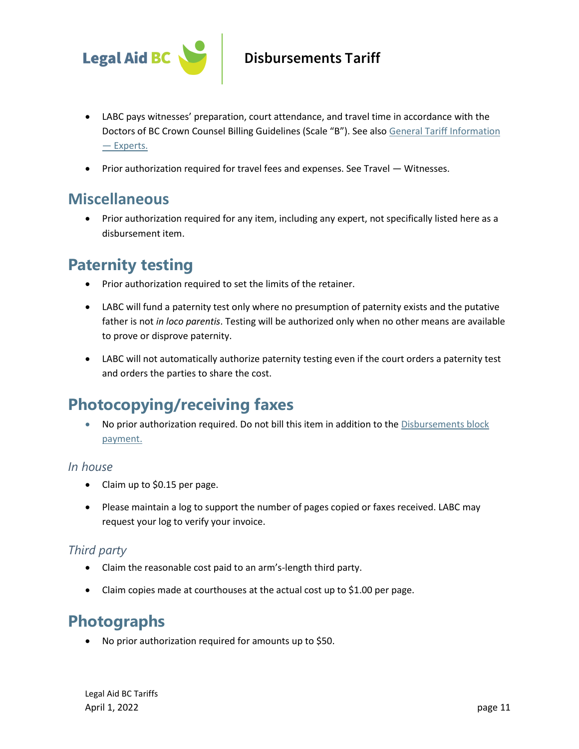- LABC pays witnesses' preparation, court attendance, and travel time in accordance with the Doctors of BC Crown Counsel Billing Guidelines (Scale "B"). See also General Tariff Information — Experts.
- Prior authorization required for travel fees and expenses. See Travel — Witnesses.

## Miscellaneous

- Prior authorization required for any item, including any expert, not specifically listed here as a disbursement item.

## Paternity testing

- Prior authorization required to set the limits of the retainer.
- LABC will fund a paternity test only where no presumption of paternity exists and the putative father is not *in loco parentis*. Testing will be authorized only when no other means are available to prove or disprove paternity.
- LABC will not automatically authorize paternity testing even if the court orders a paternity test and orders the parties to share the cost.

## Photocopying/receiving faxes

- No prior authorization required. Do not bill this item in addition to the Disbursements block payment.

### *In house*

- Claim up to $0.15 per page.
- Please maintain a log to support the number of pages copied or faxes received. LABC may request your log to verify your invoice.

### *Third party*

- Claim the reasonable cost paid to an arm's-length third party.
- Claim copies made at courthouses at the actual cost up to $1.00 per page.

## Photographs

- No prior authorization required for amounts up to $50.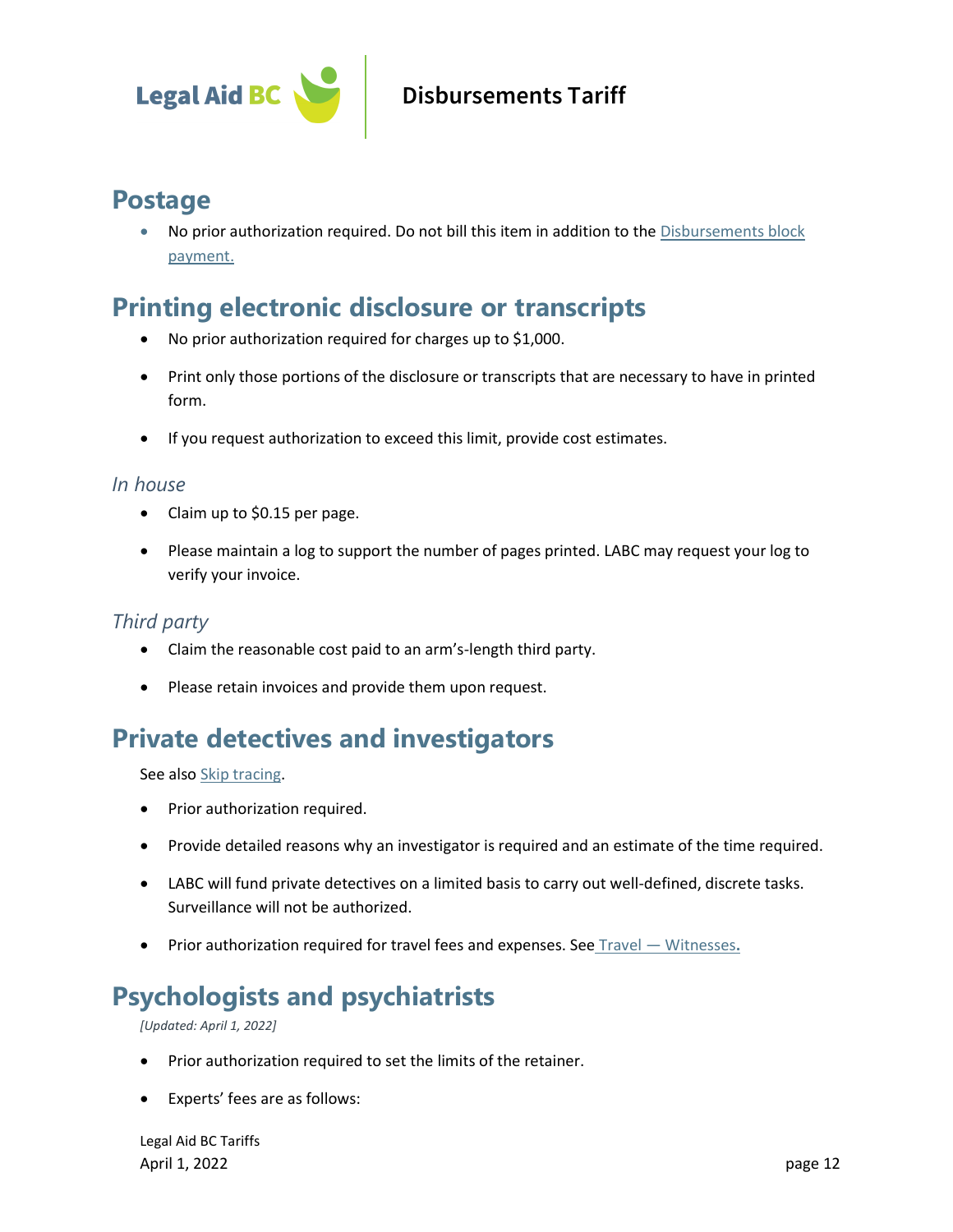## Postage

- No prior authorization required. Do not bill this item in addition to the Disbursements block payment.

## Printing electronic disclosure or transcripts

- No prior authorization required for charges up to $1,000.
- Print only those portions of the disclosure or transcripts that are necessary to have in printed form.
- If you request authorization to exceed this limit, provide cost estimates.

### *In house*

- Claim up to $0.15 per page.
- Please maintain a log to support the number of pages printed. LABC may request your log to verify your invoice.

### *Third party*

- Claim the reasonable cost paid to an arm's-length third party.
- Please retain invoices and provide them upon request.

## Private detectives and investigators

See also Skip tracing.

- Prior authorization required.
- Provide detailed reasons why an investigator is required and an estimate of the time required.
- LABC will fund private detectives on a limited basis to carry out well-defined, discrete tasks. Surveillance will not be authorized.
- Prior authorization required for travel fees and expenses. See Travel — Witnesses.

## Psychologists and psychiatrists

*[Updated: April 1, 2022]*

- Prior authorization required to set the limits of the retainer.
- Experts' fees are as follows: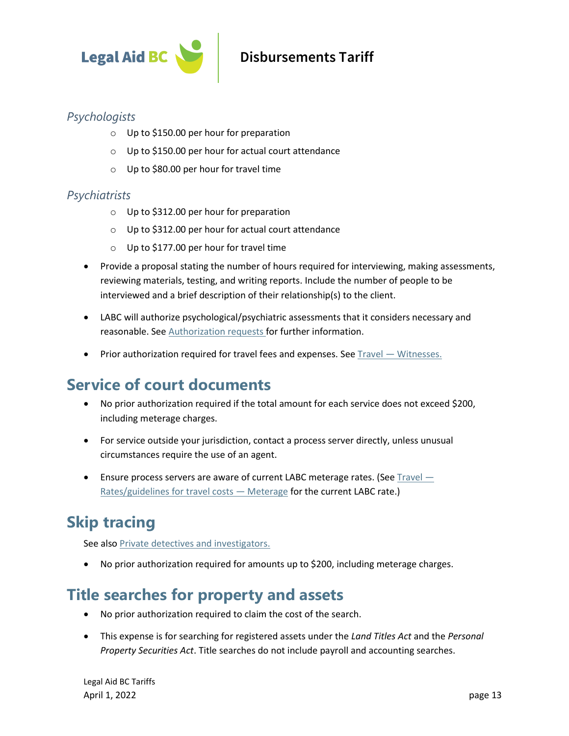### *Psychologists*

- Up to $150.00 per hour for preparation
- Up to $150.00 per hour for actual court attendance
- Up to $80.00 per hour for travel time

### *Psychiatrists*

- Up to $312.00 per hour for preparation
- Up to $312.00 per hour for actual court attendance
- Up to $177.00 per hour for travel time

- Provide a proposal stating the number of hours required for interviewing, making assessments, reviewing materials, testing, and writing reports. Include the number of people to be interviewed and a brief description of their relationship(s) to the client.
- LABC will authorize psychological/psychiatric assessments that it considers necessary and reasonable. See Authorization requests for further information.
- Prior authorization required for travel fees and expenses. See Travel — Witnesses.

## Service of court documents

- No prior authorization required if the total amount for each service does not exceed $200, including meterage charges.
- For service outside your jurisdiction, contact a process server directly, unless unusual circumstances require the use of an agent.
- Ensure process servers are aware of current LABC meterage rates. (See Travel — Rates/guidelines for travel costs — Meterage for the current LABC rate.)

## Skip tracing

See also Private detectives and investigators.

- No prior authorization required for amounts up to $200, including meterage charges.

## Title searches for property and assets

- No prior authorization required to claim the cost of the search.
- This expense is for searching for registered assets under the *Land Titles Act* and the *Personal Property Securities Act*. Title searches do not include payroll and accounting searches.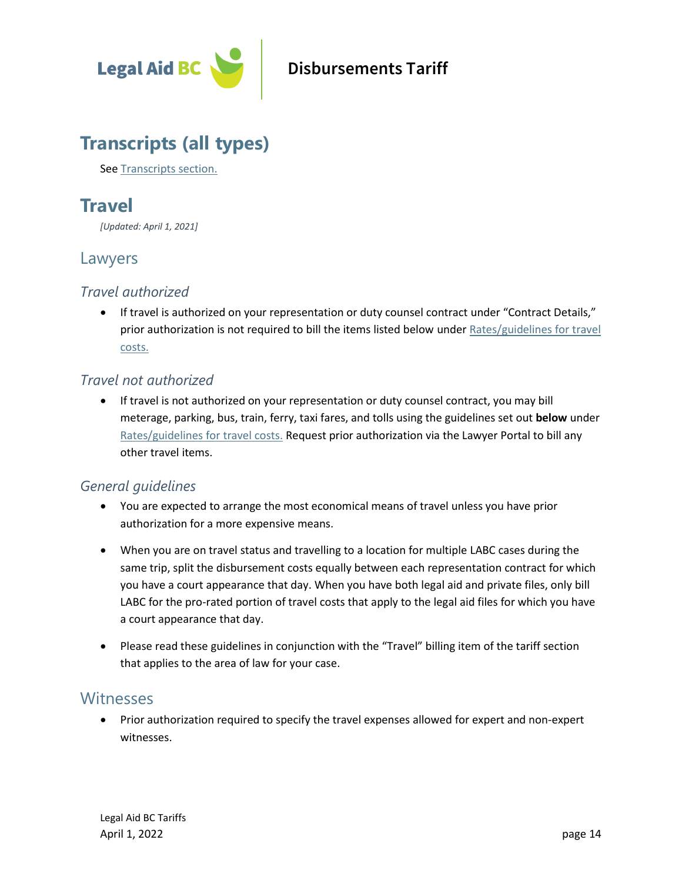# Transcripts (all types)

See Transcripts section.

# Travel

*[Updated: April 1, 2021]*

## Lawyers

### *Travel authorized*

- If travel is authorized on your representation or duty counsel contract under "Contract Details," prior authorization is not required to bill the items listed below under Rates/guidelines for travel costs.

### *Travel not authorized*

- If travel is not authorized on your representation or duty counsel contract, you may bill meterage, parking, bus, train, ferry, taxi fares, and tolls using the guidelines set out **below** under Rates/guidelines for travel costs. Request prior authorization via the Lawyer Portal to bill any other travel items.

### *General guidelines*

- You are expected to arrange the most economical means of travel unless you have prior authorization for a more expensive means.
- When you are on travel status and travelling to a location for multiple LABC cases during the same trip, split the disbursement costs equally between each representation contract for which you have a court appearance that day. When you have both legal aid and private files, only bill LABC for the pro-rated portion of travel costs that apply to the legal aid files for which you have a court appearance that day.
- Please read these guidelines in conjunction with the "Travel" billing item of the tariff section that applies to the area of law for your case.

## Witnesses

- Prior authorization required to specify the travel expenses allowed for expert and non-expert witnesses.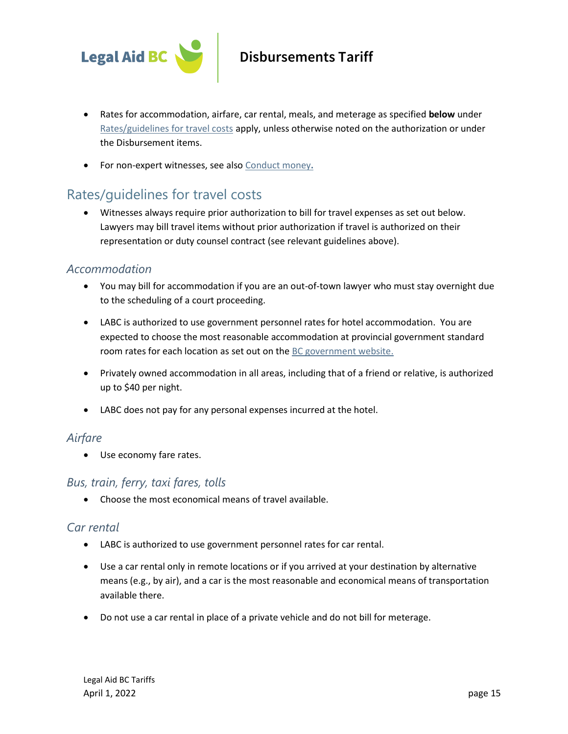- Rates for accommodation, airfare, car rental, meals, and meterage as specified **below** under Rates/guidelines for travel costs apply, unless otherwise noted on the authorization or under the Disbursement items.

- For non-expert witnesses, see also Conduct money.

## Rates/guidelines for travel costs

- Witnesses always require prior authorization to bill for travel expenses as set out below. Lawyers may bill travel items without prior authorization if travel is authorized on their representation or duty counsel contract (see relevant guidelines above).

### *Accommodation*

- You may bill for accommodation if you are an out-of-town lawyer who must stay overnight due to the scheduling of a court proceeding.

- LABC is authorized to use government personnel rates for hotel accommodation. You are expected to choose the most reasonable accommodation at provincial government standard room rates for each location as set out on the BC government website.

- Privately owned accommodation in all areas, including that of a friend or relative, is authorized up to $40 per night.

- LABC does not pay for any personal expenses incurred at the hotel.

### *Airfare*

- Use economy fare rates.

### *Bus, train, ferry, taxi fares, tolls*

- Choose the most economical means of travel available.

### *Car rental*

- LABC is authorized to use government personnel rates for car rental.

- Use a car rental only in remote locations or if you arrived at your destination by alternative means (e.g., by air), and a car is the most reasonable and economical means of transportation available there.

- Do not use a car rental in place of a private vehicle and do not bill for meterage.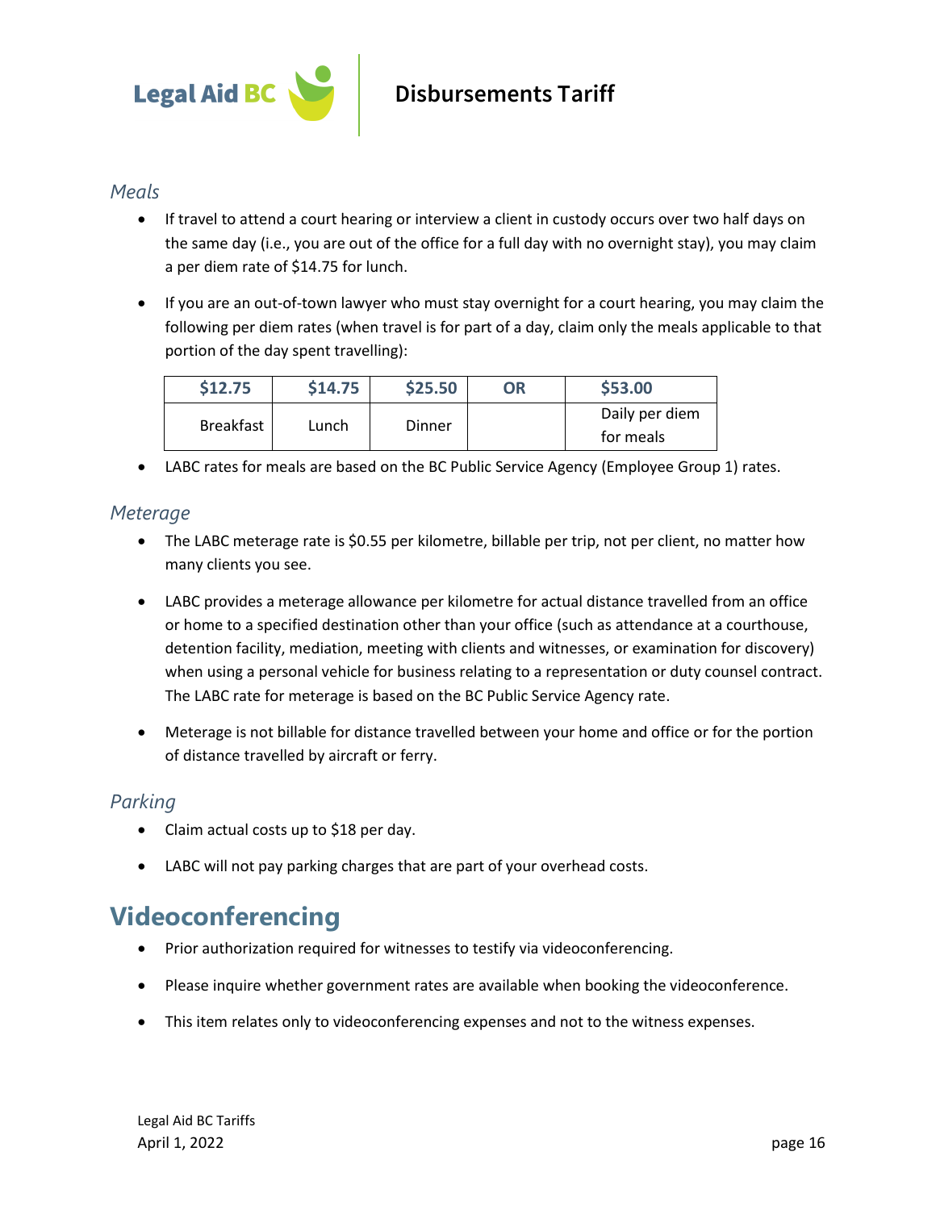### *Meals*

- If travel to attend a court hearing or interview a client in custody occurs over two half days on the same day (i.e., you are out of the office for a full day with no overnight stay), you may claim a per diem rate of $14.75 for lunch.

- If you are an out-of-town lawyer who must stay overnight for a court hearing, you may claim the following per diem rates (when travel is for part of a day, claim only the meals applicable to that portion of the day spent travelling):

| $12.75 | $14.75 | $25.50 | OR | $53.00 |
|---|---|---|---|---|
| Breakfast | Lunch | Dinner | | Daily per diem for meals |

- LABC rates for meals are based on the BC Public Service Agency (Employee Group 1) rates.

### *Meterage*

- The LABC meterage rate is $0.55 per kilometre, billable per trip, not per client, no matter how many clients you see.

- LABC provides a meterage allowance per kilometre for actual distance travelled from an office or home to a specified destination other than your office (such as attendance at a courthouse, detention facility, mediation, meeting with clients and witnesses, or examination for discovery) when using a personal vehicle for business relating to a representation or duty counsel contract. The LABC rate for meterage is based on the BC Public Service Agency rate.

- Meterage is not billable for distance travelled between your home and office or for the portion of distance travelled by aircraft or ferry.

### *Parking*

- Claim actual costs up to $18 per day.

- LABC will not pay parking charges that are part of your overhead costs.

## Videoconferencing

- Prior authorization required for witnesses to testify via videoconferencing.

- Please inquire whether government rates are available when booking the videoconference.

- This item relates only to videoconferencing expenses and not to the witness expenses.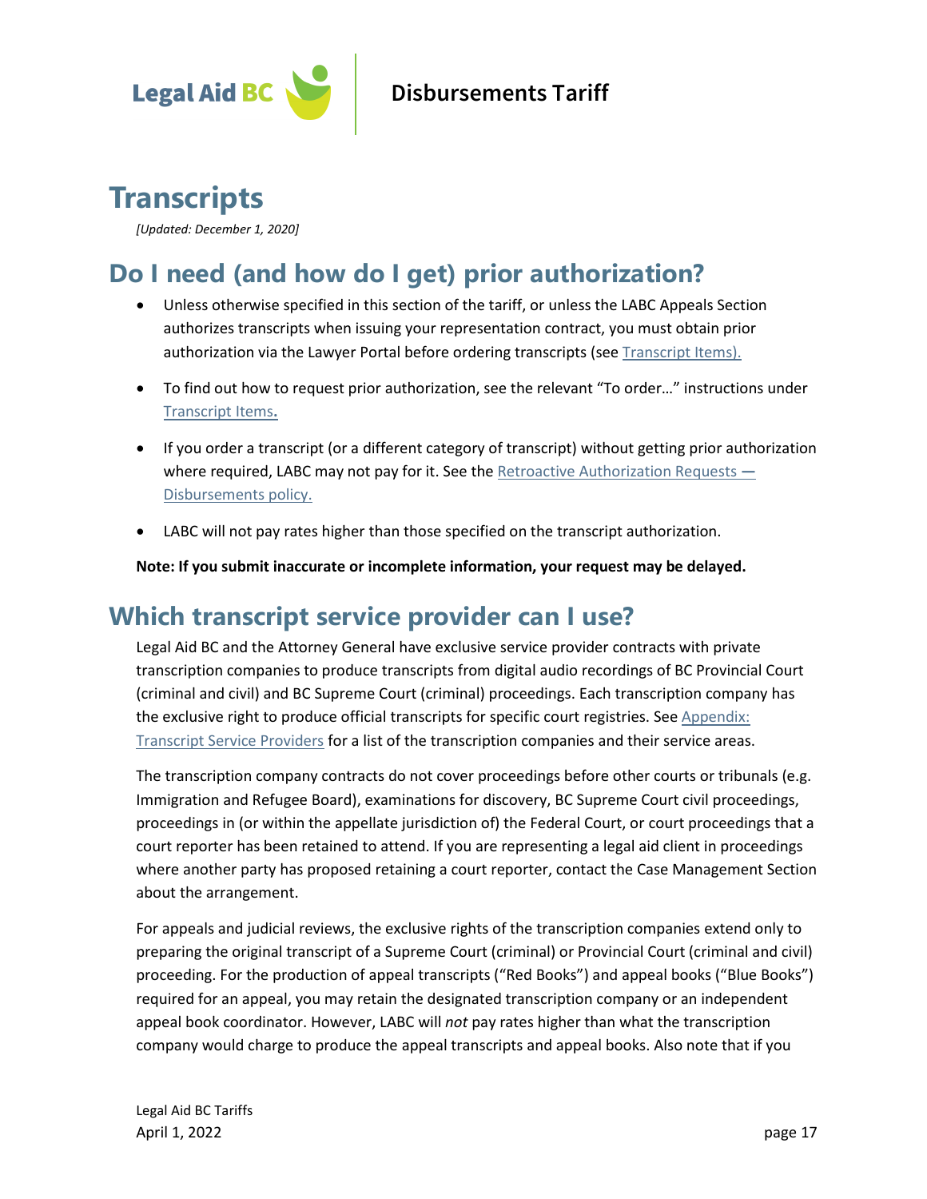# Transcripts

*[Updated: December 1, 2020]*

## Do I need (and how do I get) prior authorization?

- Unless otherwise specified in this section of the tariff, or unless the LABC Appeals Section authorizes transcripts when issuing your representation contract, you must obtain prior authorization via the Lawyer Portal before ordering transcripts (see Transcript Items).
- To find out how to request prior authorization, see the relevant "To order…" instructions under Transcript Items.
- If you order a transcript (or a different category of transcript) without getting prior authorization where required, LABC may not pay for it. See the Retroactive Authorization Requests — Disbursements policy.
- LABC will not pay rates higher than those specified on the transcript authorization.

**Note: If you submit inaccurate or incomplete information, your request may be delayed.**

## Which transcript service provider can I use?

Legal Aid BC and the Attorney General have exclusive service provider contracts with private transcription companies to produce transcripts from digital audio recordings of BC Provincial Court (criminal and civil) and BC Supreme Court (criminal) proceedings. Each transcription company has the exclusive right to produce official transcripts for specific court registries. See Appendix: Transcript Service Providers for a list of the transcription companies and their service areas.

The transcription company contracts do not cover proceedings before other courts or tribunals (e.g. Immigration and Refugee Board), examinations for discovery, BC Supreme Court civil proceedings, proceedings in (or within the appellate jurisdiction of) the Federal Court, or court proceedings that a court reporter has been retained to attend. If you are representing a legal aid client in proceedings where another party has proposed retaining a court reporter, contact the Case Management Section about the arrangement.

For appeals and judicial reviews, the exclusive rights of the transcription companies extend only to preparing the original transcript of a Supreme Court (criminal) or Provincial Court (criminal and civil) proceeding. For the production of appeal transcripts ("Red Books") and appeal books ("Blue Books") required for an appeal, you may retain the designated transcription company or an independent appeal book coordinator. However, LABC will *not* pay rates higher than what the transcription company would charge to produce the appeal transcripts and appeal books. Also note that if you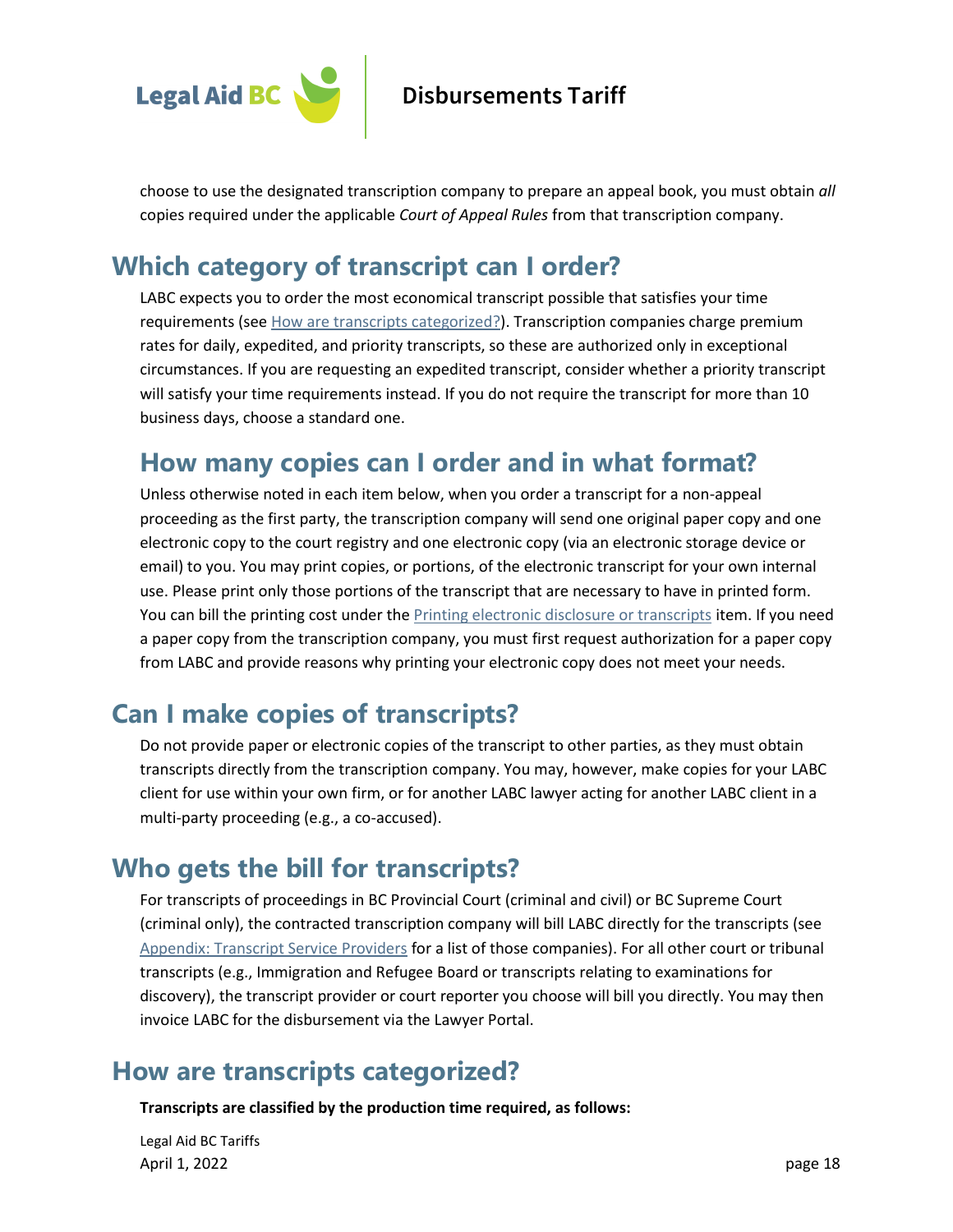choose to use the designated transcription company to prepare an appeal book, you must obtain *all* copies required under the applicable *Court of Appeal Rules* from that transcription company.

## Which category of transcript can I order?

LABC expects you to order the most economical transcript possible that satisfies your time requirements (see How are transcripts categorized?). Transcription companies charge premium rates for daily, expedited, and priority transcripts, so these are authorized only in exceptional circumstances. If you are requesting an expedited transcript, consider whether a priority transcript will satisfy your time requirements instead. If you do not require the transcript for more than 10 business days, choose a standard one.

## How many copies can I order and in what format?

Unless otherwise noted in each item below, when you order a transcript for a non-appeal proceeding as the first party, the transcription company will send one original paper copy and one electronic copy to the court registry and one electronic copy (via an electronic storage device or email) to you. You may print copies, or portions, of the electronic transcript for your own internal use. Please print only those portions of the transcript that are necessary to have in printed form. You can bill the printing cost under the Printing electronic disclosure or transcripts item. If you need a paper copy from the transcription company, you must first request authorization for a paper copy from LABC and provide reasons why printing your electronic copy does not meet your needs.

## Can I make copies of transcripts?

Do not provide paper or electronic copies of the transcript to other parties, as they must obtain transcripts directly from the transcription company. You may, however, make copies for your LABC client for use within your own firm, or for another LABC lawyer acting for another LABC client in a multi-party proceeding (e.g., a co-accused).

## Who gets the bill for transcripts?

For transcripts of proceedings in BC Provincial Court (criminal and civil) or BC Supreme Court (criminal only), the contracted transcription company will bill LABC directly for the transcripts (see Appendix: Transcript Service Providers for a list of those companies). For all other court or tribunal transcripts (e.g., Immigration and Refugee Board or transcripts relating to examinations for discovery), the transcript provider or court reporter you choose will bill you directly. You may then invoice LABC for the disbursement via the Lawyer Portal.

## How are transcripts categorized?

**Transcripts are classified by the production time required, as follows:**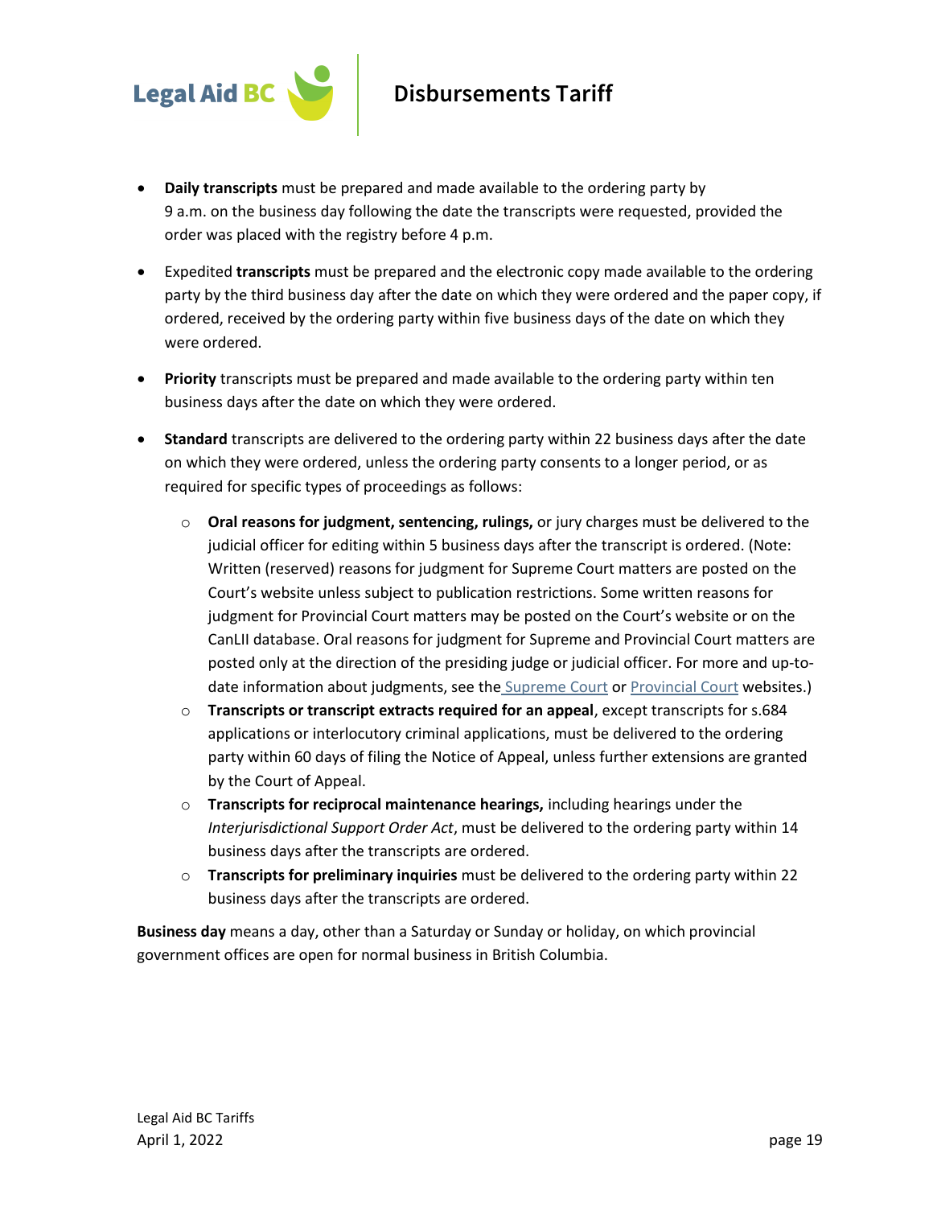- **Daily transcripts** must be prepared and made available to the ordering party by 9 a.m. on the business day following the date the transcripts were requested, provided the order was placed with the registry before 4 p.m.
- Expedited **transcripts** must be prepared and the electronic copy made available to the ordering party by the third business day after the date on which they were ordered and the paper copy, if ordered, received by the ordering party within five business days of the date on which they were ordered.
- **Priority** transcripts must be prepared and made available to the ordering party within ten business days after the date on which they were ordered.
- **Standard** transcripts are delivered to the ordering party within 22 business days after the date on which they were ordered, unless the ordering party consents to a longer period, or as required for specific types of proceedings as follows:
    - **Oral reasons for judgment, sentencing, rulings,** or jury charges must be delivered to the judicial officer for editing within 5 business days after the transcript is ordered. (Note: Written (reserved) reasons for judgment for Supreme Court matters are posted on the Court's website unless subject to publication restrictions. Some written reasons for judgment for Provincial Court matters may be posted on the Court's website or on the CanLII database. Oral reasons for judgment for Supreme and Provincial Court matters are posted only at the direction of the presiding judge or judicial officer. For more and up-to-date information about judgments, see the Supreme Court or Provincial Court websites.)
    - **Transcripts or transcript extracts required for an appeal**, except transcripts for s.684 applications or interlocutory criminal applications, must be delivered to the ordering party within 60 days of filing the Notice of Appeal, unless further extensions are granted by the Court of Appeal.
    - **Transcripts for reciprocal maintenance hearings,** including hearings under the *Interjurisdictional Support Order Act*, must be delivered to the ordering party within 14 business days after the transcripts are ordered.
    - **Transcripts for preliminary inquiries** must be delivered to the ordering party within 22 business days after the transcripts are ordered.

**Business day** means a day, other than a Saturday or Sunday or holiday, on which provincial government offices are open for normal business in British Columbia.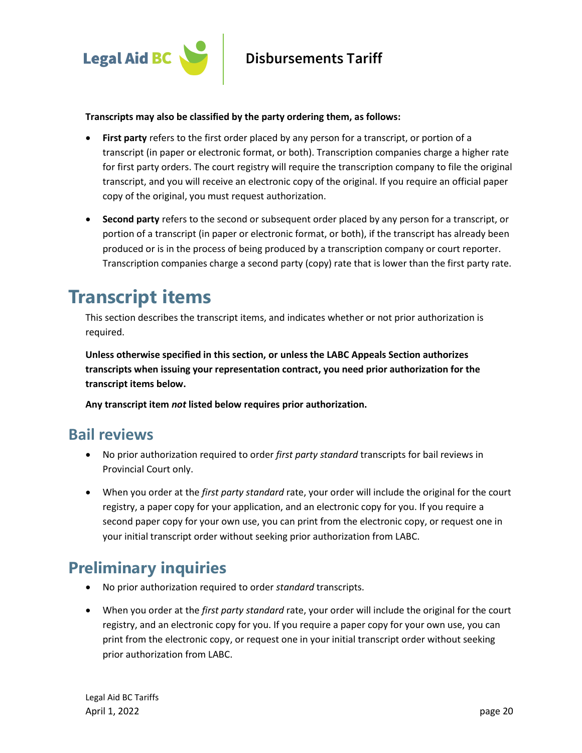**Transcripts may also be classified by the party ordering them, as follows:**

- **First party** refers to the first order placed by any person for a transcript, or portion of a transcript (in paper or electronic format, or both). Transcription companies charge a higher rate for first party orders. The court registry will require the transcription company to file the original transcript, and you will receive an electronic copy of the original. If you require an official paper copy of the original, you must request authorization.

- **Second party** refers to the second or subsequent order placed by any person for a transcript, or portion of a transcript (in paper or electronic format, or both), if the transcript has already been produced or is in the process of being produced by a transcription company or court reporter. Transcription companies charge a second party (copy) rate that is lower than the first party rate.

# Transcript items

This section describes the transcript items, and indicates whether or not prior authorization is required.

**Unless otherwise specified in this section, or unless the LABC Appeals Section authorizes transcripts when issuing your representation contract, you need prior authorization for the transcript items below.**

**Any transcript item *not* listed below requires prior authorization.**

## Bail reviews

- No prior authorization required to order *first party standard* transcripts for bail reviews in Provincial Court only.

- When you order at the *first party standard* rate, your order will include the original for the court registry, a paper copy for your application, and an electronic copy for you. If you require a second paper copy for your own use, you can print from the electronic copy, or request one in your initial transcript order without seeking prior authorization from LABC.

## Preliminary inquiries

- No prior authorization required to order *standard* transcripts.

- When you order at the *first party standard* rate, your order will include the original for the court registry, and an electronic copy for you. If you require a paper copy for your own use, you can print from the electronic copy, or request one in your initial transcript order without seeking prior authorization from LABC.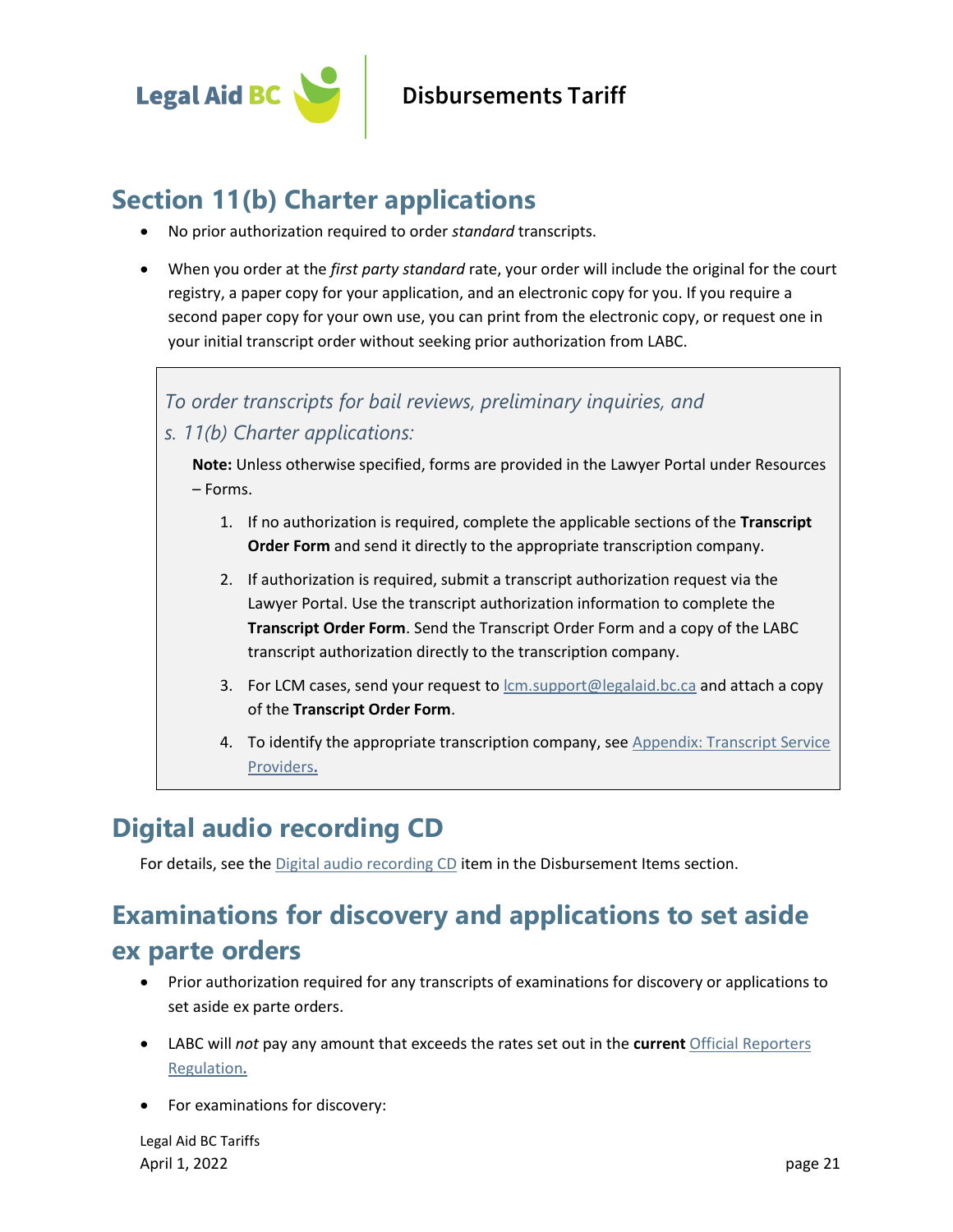## Section 11(b) Charter applications

- No prior authorization required to order *standard* transcripts.
- When you order at the *first party standard* rate, your order will include the original for the court registry, a paper copy for your application, and an electronic copy for you. If you require a second paper copy for your own use, you can print from the electronic copy, or request one in your initial transcript order without seeking prior authorization from LABC.

> *To order transcripts for bail reviews, preliminary inquiries, and s. 11(b) Charter applications:*
>
> **Note:** Unless otherwise specified, forms are provided in the Lawyer Portal under Resources – Forms.
>
> 1. If no authorization is required, complete the applicable sections of the **Transcript Order Form** and send it directly to the appropriate transcription company.
> 2. If authorization is required, submit a transcript authorization request via the Lawyer Portal. Use the transcript authorization information to complete the **Transcript Order Form**. Send the Transcript Order Form and a copy of the LABC transcript authorization directly to the transcription company.
> 3. For LCM cases, send your request to lcm.support@legalaid.bc.ca and attach a copy of the **Transcript Order Form**.
> 4. To identify the appropriate transcription company, see Appendix: Transcript Service Providers.

## Digital audio recording CD

For details, see the Digital audio recording CD item in the Disbursement Items section.

## Examinations for discovery and applications to set aside ex parte orders

- Prior authorization required for any transcripts of examinations for discovery or applications to set aside ex parte orders.
- LABC will *not* pay any amount that exceeds the rates set out in the **current** Official Reporters Regulation.
- For examinations for discovery: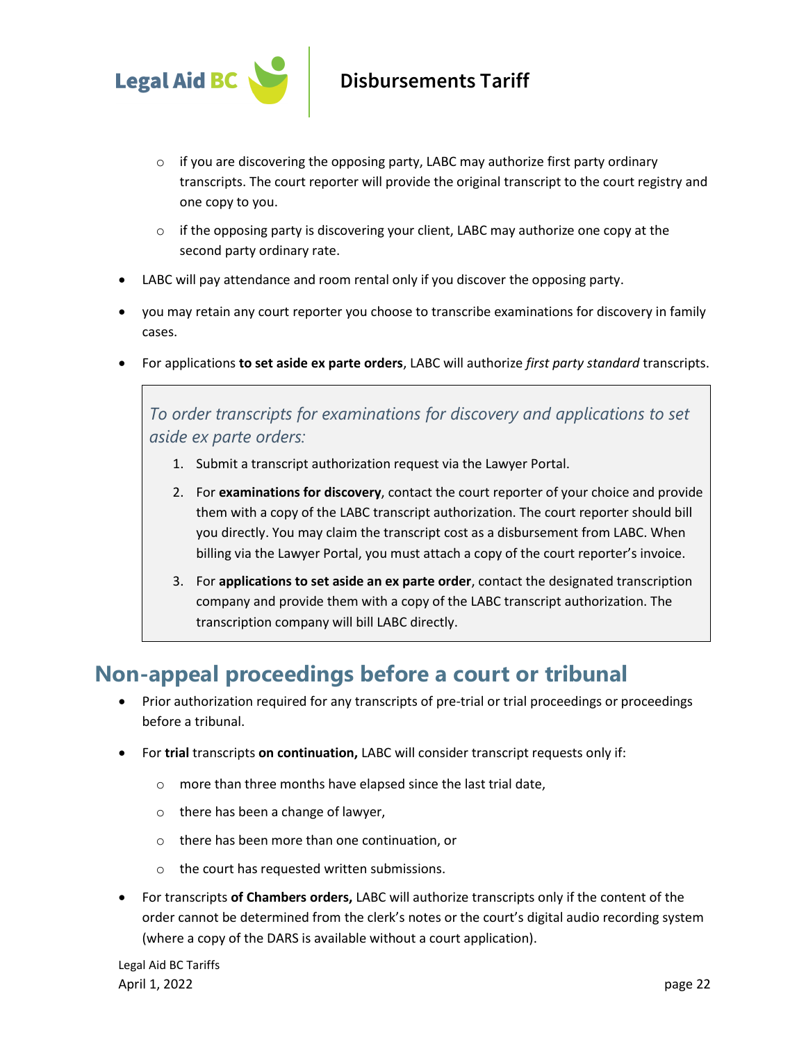- if you are discovering the opposing party, LABC may authorize first party ordinary transcripts. The court reporter will provide the original transcript to the court registry and one copy to you.
  - if the opposing party is discovering your client, LABC may authorize one copy at the second party ordinary rate.
- LABC will pay attendance and room rental only if you discover the opposing party.
- you may retain any court reporter you choose to transcribe examinations for discovery in family cases.
- For applications **to set aside ex parte orders**, LABC will authorize *first party standard* transcripts.

> *To order transcripts for examinations for discovery and applications to set aside ex parte orders:*
>
> 1. Submit a transcript authorization request via the Lawyer Portal.
> 2. For **examinations for discovery**, contact the court reporter of your choice and provide them with a copy of the LABC transcript authorization. The court reporter should bill you directly. You may claim the transcript cost as a disbursement from LABC. When billing via the Lawyer Portal, you must attach a copy of the court reporter's invoice.
> 3. For **applications to set aside an ex parte order**, contact the designated transcription company and provide them with a copy of the LABC transcript authorization. The transcription company will bill LABC directly.

## Non-appeal proceedings before a court or tribunal

- Prior authorization required for any transcripts of pre-trial or trial proceedings or proceedings before a tribunal.
- For **trial** transcripts **on continuation,** LABC will consider transcript requests only if:
  - more than three months have elapsed since the last trial date,
  - there has been a change of lawyer,
  - there has been more than one continuation, or
  - the court has requested written submissions.
- For transcripts **of Chambers orders,** LABC will authorize transcripts only if the content of the order cannot be determined from the clerk's notes or the court's digital audio recording system (where a copy of the DARS is available without a court application).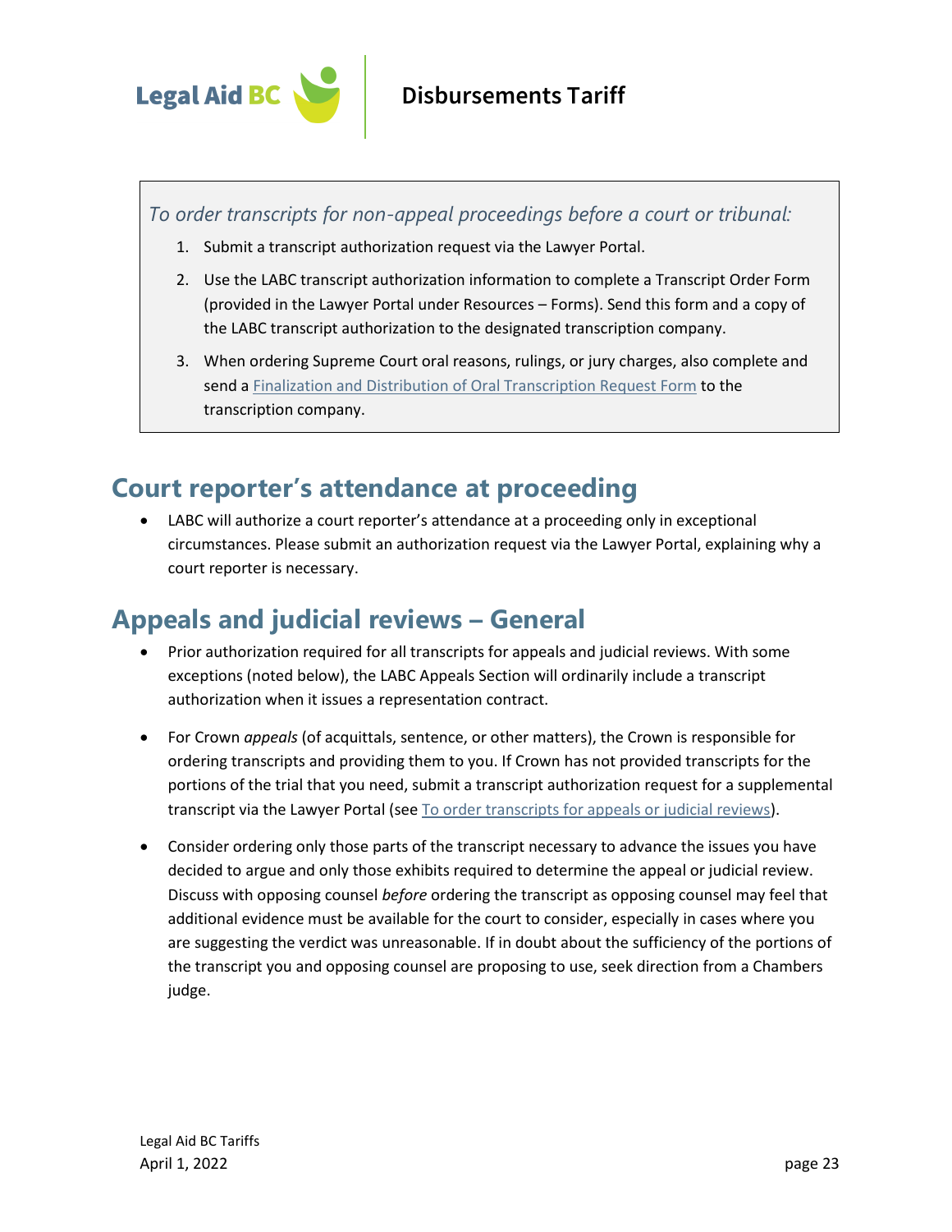*To order transcripts for non-appeal proceedings before a court or tribunal:*

1. Submit a transcript authorization request via the Lawyer Portal.
2. Use the LABC transcript authorization information to complete a Transcript Order Form (provided in the Lawyer Portal under Resources – Forms). Send this form and a copy of the LABC transcript authorization to the designated transcription company.
3. When ordering Supreme Court oral reasons, rulings, or jury charges, also complete and send a Finalization and Distribution of Oral Transcription Request Form to the transcription company.

## Court reporter's attendance at proceeding

- LABC will authorize a court reporter's attendance at a proceeding only in exceptional circumstances. Please submit an authorization request via the Lawyer Portal, explaining why a court reporter is necessary.

## Appeals and judicial reviews – General

- Prior authorization required for all transcripts for appeals and judicial reviews. With some exceptions (noted below), the LABC Appeals Section will ordinarily include a transcript authorization when it issues a representation contract.
- For Crown *appeals* (of acquittals, sentence, or other matters), the Crown is responsible for ordering transcripts and providing them to you. If Crown has not provided transcripts for the portions of the trial that you need, submit a transcript authorization request for a supplemental transcript via the Lawyer Portal (see To order transcripts for appeals or judicial reviews).
- Consider ordering only those parts of the transcript necessary to advance the issues you have decided to argue and only those exhibits required to determine the appeal or judicial review. Discuss with opposing counsel *before* ordering the transcript as opposing counsel may feel that additional evidence must be available for the court to consider, especially in cases where you are suggesting the verdict was unreasonable. If in doubt about the sufficiency of the portions of the transcript you and opposing counsel are proposing to use, seek direction from a Chambers judge.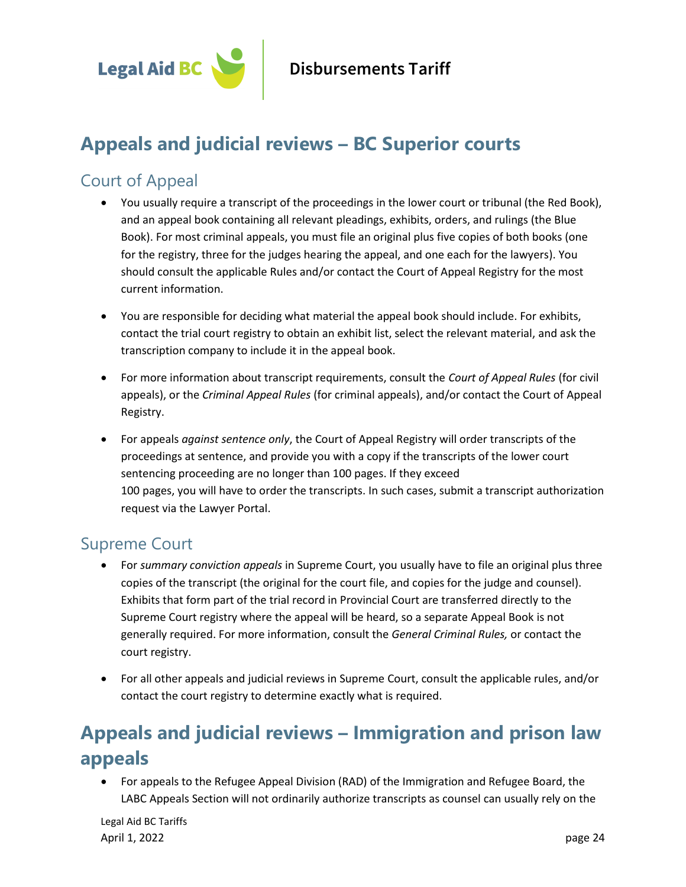# Appeals and judicial reviews – BC Superior courts

## Court of Appeal

- You usually require a transcript of the proceedings in the lower court or tribunal (the Red Book), and an appeal book containing all relevant pleadings, exhibits, orders, and rulings (the Blue Book). For most criminal appeals, you must file an original plus five copies of both books (one for the registry, three for the judges hearing the appeal, and one each for the lawyers). You should consult the applicable Rules and/or contact the Court of Appeal Registry for the most current information.

- You are responsible for deciding what material the appeal book should include. For exhibits, contact the trial court registry to obtain an exhibit list, select the relevant material, and ask the transcription company to include it in the appeal book.

- For more information about transcript requirements, consult the *Court of Appeal Rules* (for civil appeals), or the *Criminal Appeal Rules* (for criminal appeals), and/or contact the Court of Appeal Registry.

- For appeals *against sentence only*, the Court of Appeal Registry will order transcripts of the proceedings at sentence, and provide you with a copy if the transcripts of the lower court sentencing proceeding are no longer than 100 pages. If they exceed 100 pages, you will have to order the transcripts. In such cases, submit a transcript authorization request via the Lawyer Portal.

## Supreme Court

- For *summary conviction appeals* in Supreme Court, you usually have to file an original plus three copies of the transcript (the original for the court file, and copies for the judge and counsel). Exhibits that form part of the trial record in Provincial Court are transferred directly to the Supreme Court registry where the appeal will be heard, so a separate Appeal Book is not generally required. For more information, consult the *General Criminal Rules,* or contact the court registry.

- For all other appeals and judicial reviews in Supreme Court, consult the applicable rules, and/or contact the court registry to determine exactly what is required.

# Appeals and judicial reviews – Immigration and prison law appeals

- For appeals to the Refugee Appeal Division (RAD) of the Immigration and Refugee Board, the LABC Appeals Section will not ordinarily authorize transcripts as counsel can usually rely on the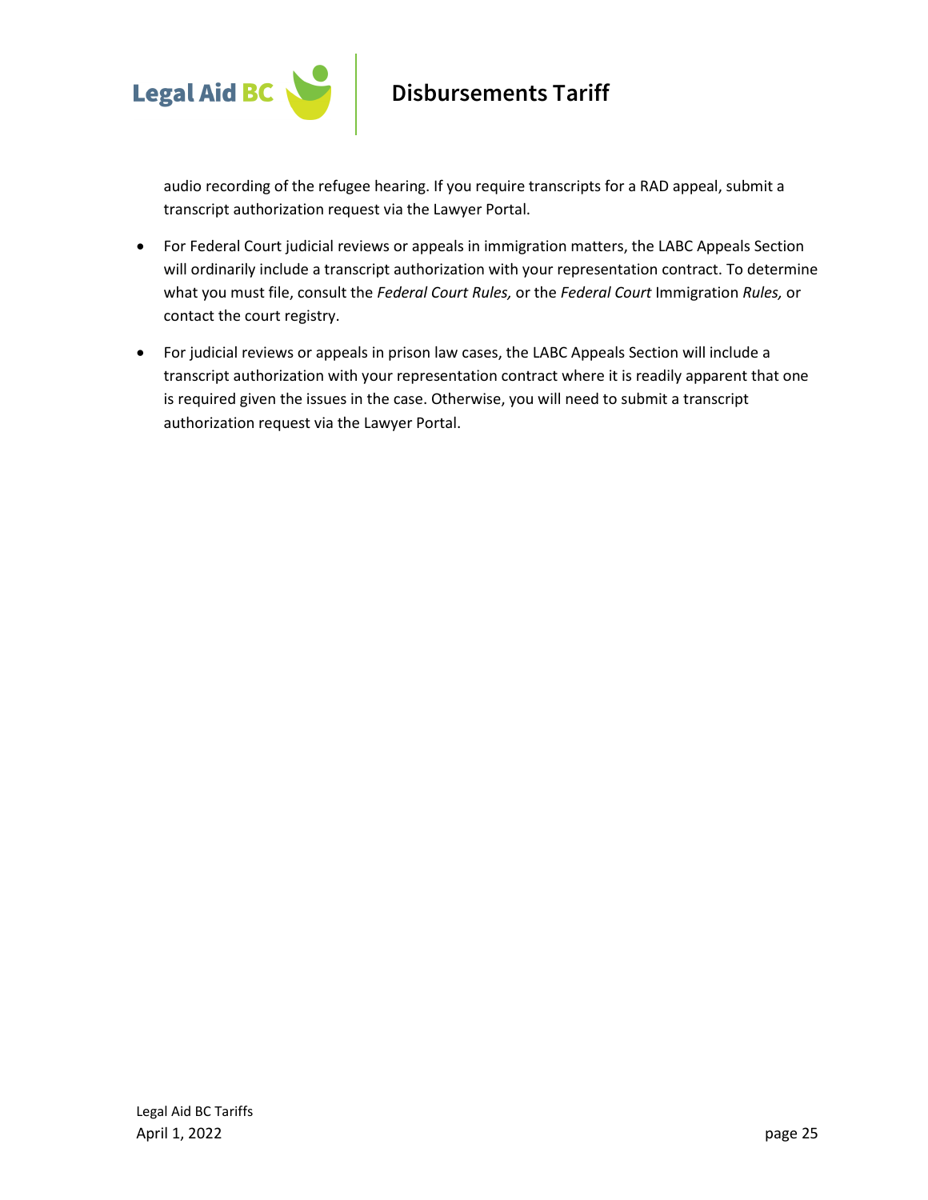audio recording of the refugee hearing. If you require transcripts for a RAD appeal, submit a transcript authorization request via the Lawyer Portal.

- For Federal Court judicial reviews or appeals in immigration matters, the LABC Appeals Section will ordinarily include a transcript authorization with your representation contract. To determine what you must file, consult the *Federal Court Rules,* or the *Federal Court* Immigration *Rules,* or contact the court registry.
- For judicial reviews or appeals in prison law cases, the LABC Appeals Section will include a transcript authorization with your representation contract where it is readily apparent that one is required given the issues in the case. Otherwise, you will need to submit a transcript authorization request via the Lawyer Portal.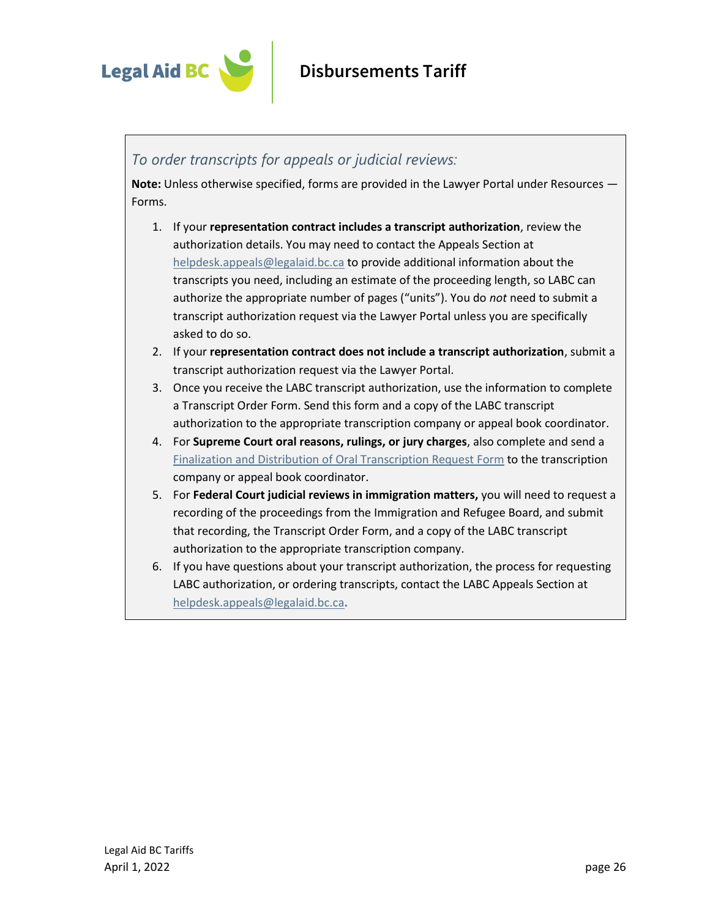*To order transcripts for appeals or judicial reviews:*

**Note:** Unless otherwise specified, forms are provided in the Lawyer Portal under Resources — Forms.

1. If your **representation contract includes a transcript authorization**, review the authorization details. You may need to contact the Appeals Section at helpdesk.appeals@legalaid.bc.ca to provide additional information about the transcripts you need, including an estimate of the proceeding length, so LABC can authorize the appropriate number of pages ("units"). You do *not* need to submit a transcript authorization request via the Lawyer Portal unless you are specifically asked to do so.
2. If your **representation contract does not include a transcript authorization**, submit a transcript authorization request via the Lawyer Portal.
3. Once you receive the LABC transcript authorization, use the information to complete a Transcript Order Form. Send this form and a copy of the LABC transcript authorization to the appropriate transcription company or appeal book coordinator.
4. For **Supreme Court oral reasons, rulings, or jury charges**, also complete and send a Finalization and Distribution of Oral Transcription Request Form to the transcription company or appeal book coordinator.
5. For **Federal Court judicial reviews in immigration matters,** you will need to request a recording of the proceedings from the Immigration and Refugee Board, and submit that recording, the Transcript Order Form, and a copy of the LABC transcript authorization to the appropriate transcription company.
6. If you have questions about your transcript authorization, the process for requesting LABC authorization, or ordering transcripts, contact the LABC Appeals Section at helpdesk.appeals@legalaid.bc.ca.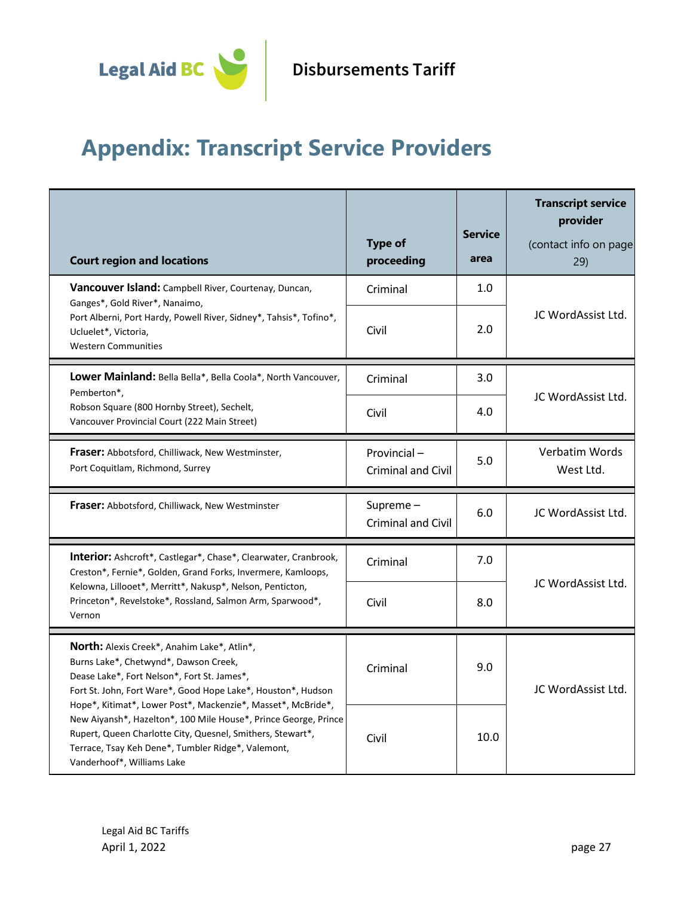# Appendix: Transcript Service Providers

| Court region and locations | Type of proceeding | Service area | Transcript service provider (contact info on page 29) |
|---|---|---|---|
| **Vancouver Island:** Campbell River, Courtenay, Duncan, Ganges*, Gold River*, Nanaimo, Port Alberni, Port Hardy, Powell River, Sidney*, Tahsis*, Tofino*, Ucluelet*, Victoria, Western Communities | Criminal | 1.0 | JC WordAssist Ltd. |
| | Civil | 2.0 | |
| **Lower Mainland:** Bella Bella*, Bella Coola*, North Vancouver, Pemberton*, Robson Square (800 Hornby Street), Sechelt, Vancouver Provincial Court (222 Main Street) | Criminal | 3.0 | JC WordAssist Ltd. |
| | Civil | 4.0 | |
| **Fraser:** Abbotsford, Chilliwack, New Westminster, Port Coquitlam, Richmond, Surrey | Provincial – Criminal and Civil | 5.0 | Verbatim Words West Ltd. |
| **Fraser:** Abbotsford, Chilliwack, New Westminster | Supreme – Criminal and Civil | 6.0 | JC WordAssist Ltd. |
| **Interior:** Ashcroft*, Castlegar*, Chase*, Clearwater, Cranbrook, Creston*, Fernie*, Golden, Grand Forks, Invermere, Kamloops, Kelowna, Lillooet*, Merritt*, Nakusp*, Nelson, Penticton, Princeton*, Revelstoke*, Rossland, Salmon Arm, Sparwood*, Vernon | Criminal | 7.0 | JC WordAssist Ltd. |
| | Civil | 8.0 | |
| **North:** Alexis Creek*, Anahim Lake*, Atlin*, Burns Lake*, Chetwynd*, Dawson Creek, Dease Lake*, Fort Nelson*, Fort St. James*, Fort St. John, Fort Ware*, Good Hope Lake*, Houston*, Hudson Hope*, Kitimat*, Lower Post*, Mackenzie*, Masset*, McBride*, New Aiyansh*, Hazelton*, 100 Mile House*, Prince George, Prince Rupert, Queen Charlotte City, Quesnel, Smithers, Stewart*, Terrace, Tsay Keh Dene*, Tumbler Ridge*, Valemont, Vanderhoof*, Williams Lake | Criminal | 9.0 | JC WordAssist Ltd. |
| | Civil | 10.0 | |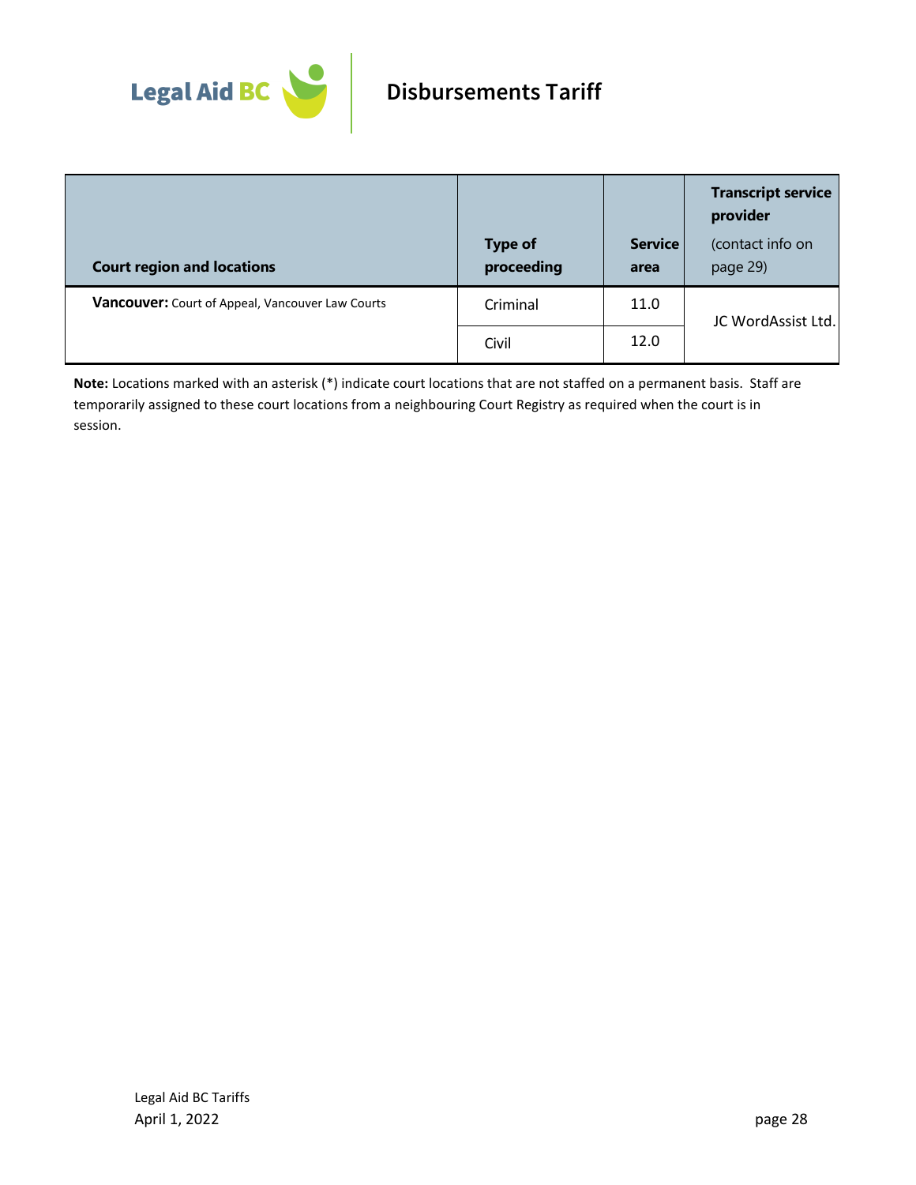| Court region and locations | Type of proceeding | Service area | **Transcript service provider** (contact info on page 29) |
|---|---|---|---|
| **Vancouver:** Court of Appeal, Vancouver Law Courts | Criminal | 11.0 | JC WordAssist Ltd. |
| | Civil | 12.0 | |

**Note:** Locations marked with an asterisk (*) indicate court locations that are not staffed on a permanent basis. Staff are temporarily assigned to these court locations from a neighbouring Court Registry as required when the court is in session.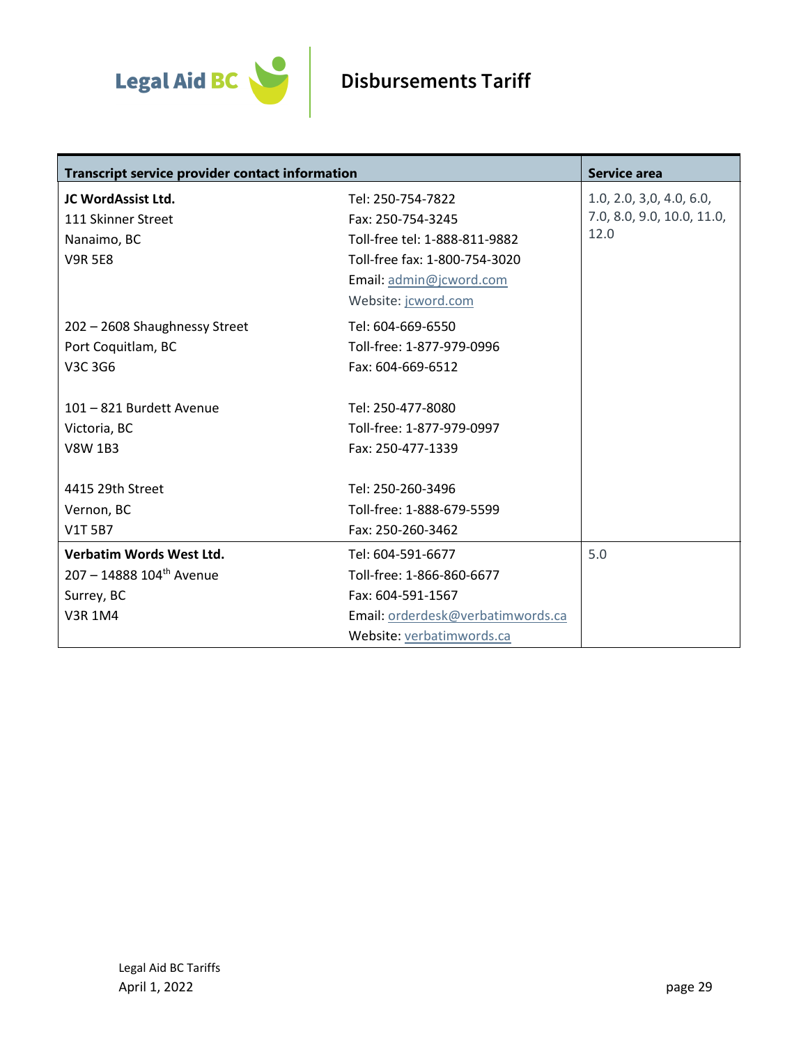| Transcript service provider contact information | | Service area |
|---|---|---|
| **JC WordAssist Ltd.**<br>111 Skinner Street<br>Nanaimo, BC<br>V9R 5E8 | Tel: 250-754-7822<br>Fax: 250-754-3245<br>Toll-free tel: 1-888-811-9882<br>Toll-free fax: 1-800-754-3020<br>Email: admin@jcword.com<br>Website: jcword.com | 1.0, 2.0, 3,0, 4.0, 6.0, 7.0, 8.0, 9.0, 10.0, 11.0, 12.0 |
| 202 – 2608 Shaughnessy Street<br>Port Coquitlam, BC<br>V3C 3G6 | Tel: 604-669-6550<br>Toll-free: 1-877-979-0996<br>Fax: 604-669-6512 | |
| 101 – 821 Burdett Avenue<br>Victoria, BC<br>V8W 1B3 | Tel: 250-477-8080<br>Toll-free: 1-877-979-0997<br>Fax: 250-477-1339 | |
| 4415 29th Street<br>Vernon, BC<br>V1T 5B7 | Tel: 250-260-3496<br>Toll-free: 1-888-679-5599<br>Fax: 250-260-3462 | |
| **Verbatim Words West Ltd.**<br>207 – 14888 104th Avenue<br>Surrey, BC<br>V3R 1M4 | Tel: 604-591-6677<br>Toll-free: 1-866-860-6677<br>Fax: 604-591-1567<br>Email: orderdesk@verbatimwords.ca<br>Website: verbatimwords.ca | 5.0 |